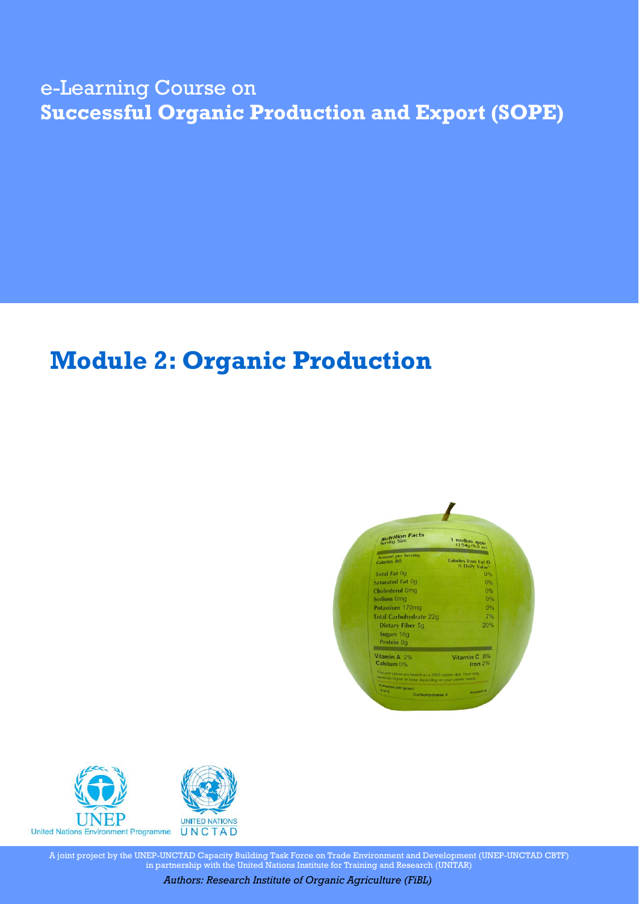e-Learning Course on
# Successful Organic Production and Export (SOPE)

## Module 2: Organic Production

United Nations Environment Programme

UNITED NATIONS UNCTAD

A joint project by the UNEP-UNCTAD Capacity Building Task Force on Trade Environment and Development (UNEP-UNCTAD CBTF) in partnership with the United Nations Institute for Training and Research (UNITAR)

*Authors: Research Institute of Organic Agriculture (FiBL)*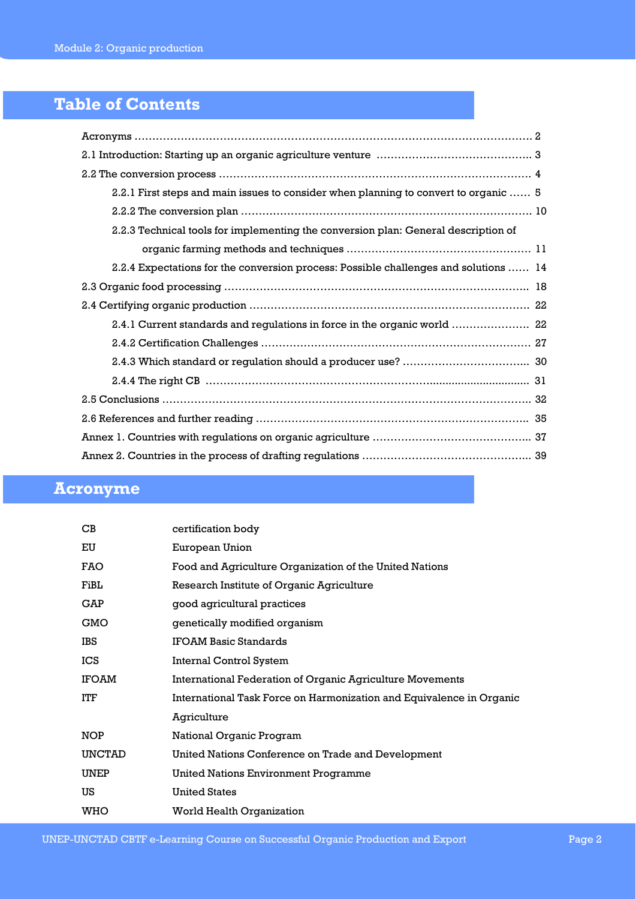## Table of Contents

| | |
|---|---|
| Acronyms | 2 |
| 2.1 Introduction: Starting up an organic agriculture venture | 3 |
| 2.2 The conversion process | 4 |
| 2.2.1 First steps and main issues to consider when planning to convert to organic | 5 |
| 2.2.2 The conversion plan | 10 |
| 2.2.3 Technical tools for implementing the conversion plan: General description of organic farming methods and techniques | 11 |
| 2.2.4 Expectations for the conversion process: Possible challenges and solutions | 14 |
| 2.3 Organic food processing | 18 |
| 2.4 Certifying organic production | 22 |
| 2.4.1 Current standards and regulations in force in the organic world | 22 |
| 2.4.2 Certification Challenges | 27 |
| 2.4.3 Which standard or regulation should a producer use? | 30 |
| 2.4.4 The right CB | 31 |
| 2.5 Conclusions | 32 |
| 2.6 References and further reading | 35 |
| Annex 1. Countries with regulations on organic agriculture | 37 |
| Annex 2. Countries in the process of drafting regulations | 39 |

## Acronyme

| | |
|---|---|
| CB | certification body |
| EU | European Union |
| FAO | Food and Agriculture Organization of the United Nations |
| FiBL | Research Institute of Organic Agriculture |
| GAP | good agricultural practices |
| GMO | genetically modified organism |
| IBS | IFOAM Basic Standards |
| ICS | Internal Control System |
| IFOAM | International Federation of Organic Agriculture Movements |
| ITF | International Task Force on Harmonization and Equivalence in Organic Agriculture |
| NOP | National Organic Program |
| UNCTAD | United Nations Conference on Trade and Development |
| UNEP | United Nations Environment Programme |
| US | United States |
| WHO | World Health Organization |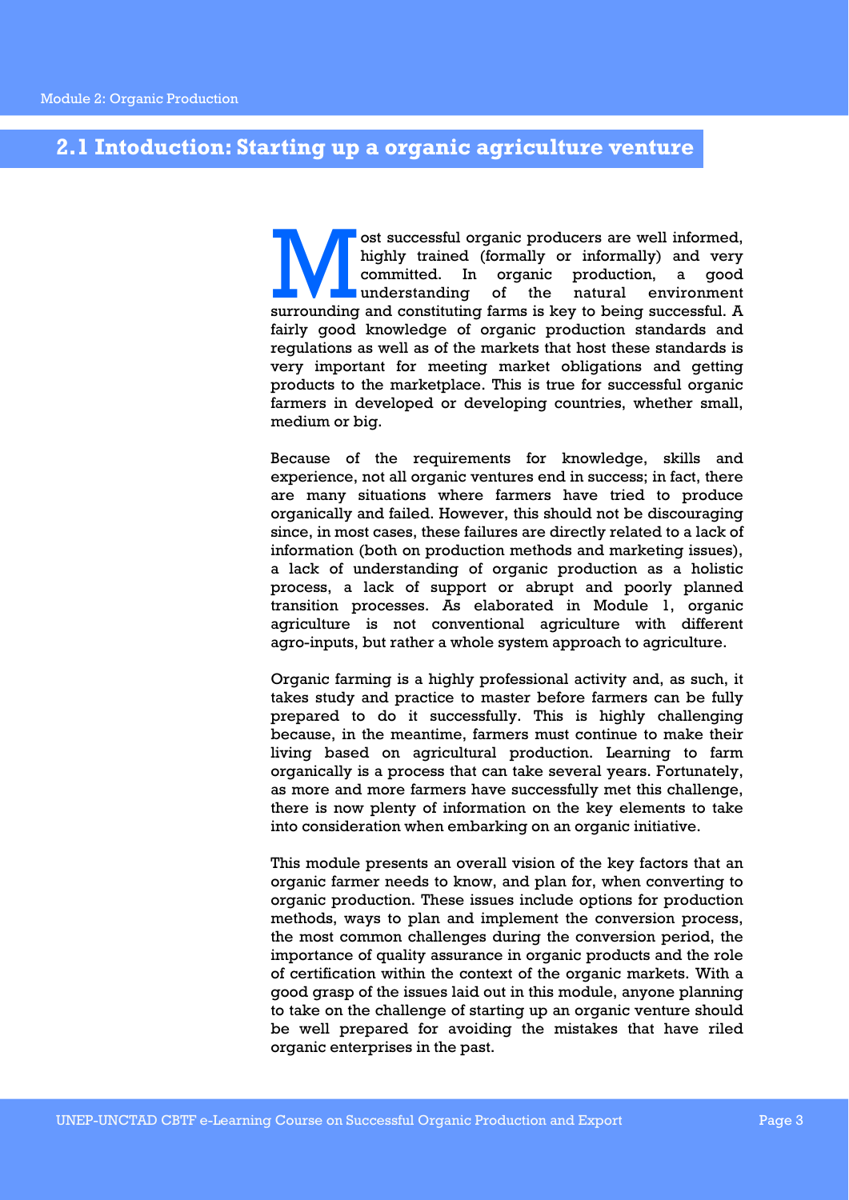## 2.1 Intoduction: Starting up a organic agriculture venture

Most successful organic producers are well informed, highly trained (formally or informally) and very committed. In organic production, a good understanding of the natural environment surrounding and constituting farms is key to being successful. A fairly good knowledge of organic production standards and regulations as well as of the markets that host these standards is very important for meeting market obligations and getting products to the marketplace. This is true for successful organic farmers in developed or developing countries, whether small, medium or big.

Because of the requirements for knowledge, skills and experience, not all organic ventures end in success; in fact, there are many situations where farmers have tried to produce organically and failed. However, this should not be discouraging since, in most cases, these failures are directly related to a lack of information (both on production methods and marketing issues), a lack of understanding of organic production as a holistic process, a lack of support or abrupt and poorly planned transition processes. As elaborated in Module 1, organic agriculture is not conventional agriculture with different agro-inputs, but rather a whole system approach to agriculture.

Organic farming is a highly professional activity and, as such, it takes study and practice to master before farmers can be fully prepared to do it successfully. This is highly challenging because, in the meantime, farmers must continue to make their living based on agricultural production. Learning to farm organically is a process that can take several years. Fortunately, as more and more farmers have successfully met this challenge, there is now plenty of information on the key elements to take into consideration when embarking on an organic initiative.

This module presents an overall vision of the key factors that an organic farmer needs to know, and plan for, when converting to organic production. These issues include options for production methods, ways to plan and implement the conversion process, the most common challenges during the conversion period, the importance of quality assurance in organic products and the role of certification within the context of the organic markets. With a good grasp of the issues laid out in this module, anyone planning to take on the challenge of starting up an organic venture should be well prepared for avoiding the mistakes that have riled organic enterprises in the past.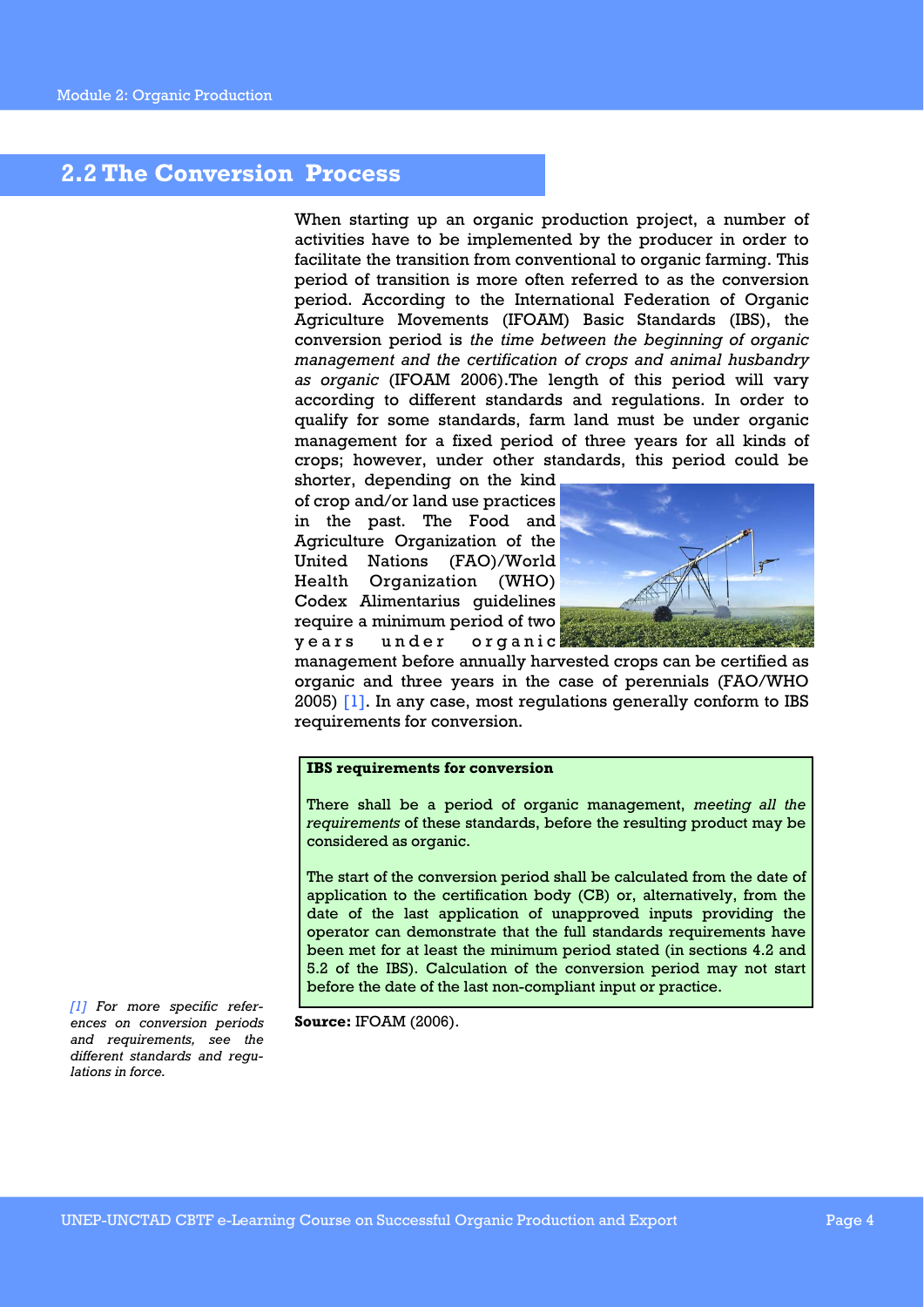## 2.2 The Conversion Process

When starting up an organic production project, a number of activities have to be implemented by the producer in order to facilitate the transition from conventional to organic farming. This period of transition is more often referred to as the conversion period. According to the International Federation of Organic Agriculture Movements (IFOAM) Basic Standards (IBS), the conversion period is *the time between the beginning of organic management and the certification of crops and animal husbandry as organic* (IFOAM 2006).The length of this period will vary according to different standards and regulations. In order to qualify for some standards, farm land must be under organic management for a fixed period of three years for all kinds of crops; however, under other standards, this period could be shorter, depending on the kind of crop and/or land use practices in the past. The Food and Agriculture Organization of the United Nations (FAO)/World Health Organization (WHO) Codex Alimentarius guidelines require a minimum period of two years under organic management before annually harvested crops can be certified as organic and three years in the case of perennials (FAO/WHO 2005) [1]. In any case, most regulations generally conform to IBS requirements for conversion.

> **IBS requirements for conversion**
>
> There shall be a period of organic management, *meeting all the requirements* of these standards, before the resulting product may be considered as organic.
>
> The start of the conversion period shall be calculated from the date of application to the certification body (CB) or, alternatively, from the date of the last application of unapproved inputs providing the operator can demonstrate that the full standards requirements have been met for at least the minimum period stated (in sections 4.2 and 5.2 of the IBS). Calculation of the conversion period may not start before the date of the last non-compliant input or practice.

**Source:** IFOAM (2006).

*[1] For more specific references on conversion periods and requirements, see the different standards and regulations in force.*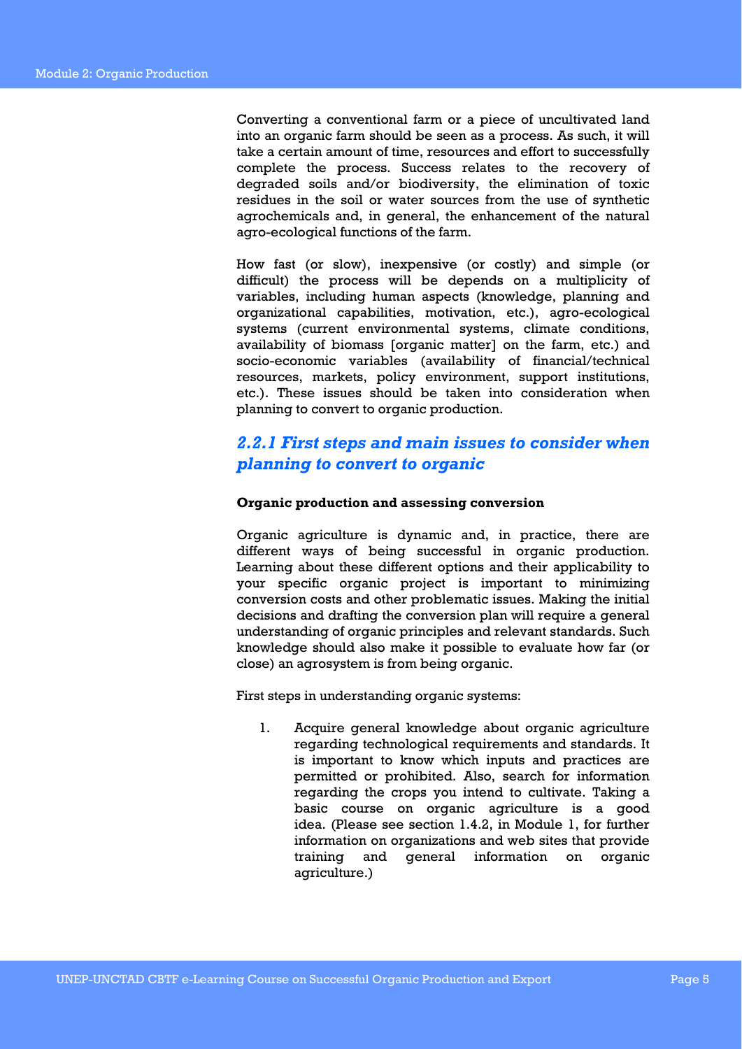Converting a conventional farm or a piece of uncultivated land into an organic farm should be seen as a process. As such, it will take a certain amount of time, resources and effort to successfully complete the process. Success relates to the recovery of degraded soils and/or biodiversity, the elimination of toxic residues in the soil or water sources from the use of synthetic agrochemicals and, in general, the enhancement of the natural agro-ecological functions of the farm.

How fast (or slow), inexpensive (or costly) and simple (or difficult) the process will be depends on a multiplicity of variables, including human aspects (knowledge, planning and organizational capabilities, motivation, etc.), agro-ecological systems (current environmental systems, climate conditions, availability of biomass [organic matter] on the farm, etc.) and socio-economic variables (availability of financial/technical resources, markets, policy environment, support institutions, etc.). These issues should be taken into consideration when planning to convert to organic production.

### *2.2.1 First steps and main issues to consider when planning to convert to organic*

**Organic production and assessing conversion**

Organic agriculture is dynamic and, in practice, there are different ways of being successful in organic production. Learning about these different options and their applicability to your specific organic project is important to minimizing conversion costs and other problematic issues. Making the initial decisions and drafting the conversion plan will require a general understanding of organic principles and relevant standards. Such knowledge should also make it possible to evaluate how far (or close) an agrosystem is from being organic.

First steps in understanding organic systems:

1. Acquire general knowledge about organic agriculture regarding technological requirements and standards. It is important to know which inputs and practices are permitted or prohibited. Also, search for information regarding the crops you intend to cultivate. Taking a basic course on organic agriculture is a good idea. (Please see section 1.4.2, in Module 1, for further information on organizations and web sites that provide training and general information on organic agriculture.)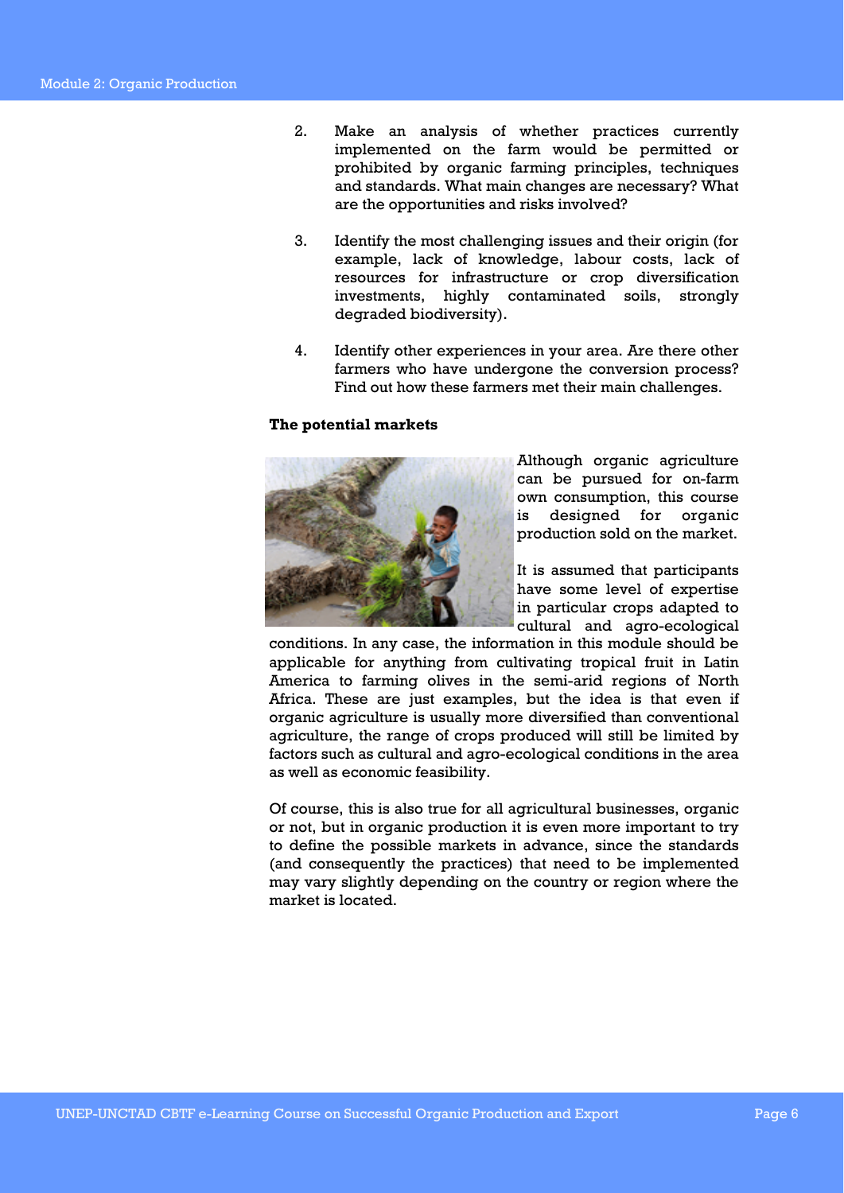2. Make an analysis of whether practices currently implemented on the farm would be permitted or prohibited by organic farming principles, techniques and standards. What main changes are necessary? What are the opportunities and risks involved?

3. Identify the most challenging issues and their origin (for example, lack of knowledge, labour costs, lack of resources for infrastructure or crop diversification investments, highly contaminated soils, strongly degraded biodiversity).

4. Identify other experiences in your area. Are there other farmers who have undergone the conversion process? Find out how these farmers met their main challenges.

**The potential markets**

Although organic agriculture can be pursued for on-farm own consumption, this course is designed for organic production sold on the market.

It is assumed that participants have some level of expertise in particular crops adapted to cultural and agro-ecological conditions. In any case, the information in this module should be applicable for anything from cultivating tropical fruit in Latin America to farming olives in the semi-arid regions of North Africa. These are just examples, but the idea is that even if organic agriculture is usually more diversified than conventional agriculture, the range of crops produced will still be limited by factors such as cultural and agro-ecological conditions in the area as well as economic feasibility.

Of course, this is also true for all agricultural businesses, organic or not, but in organic production it is even more important to try to define the possible markets in advance, since the standards (and consequently the practices) that need to be implemented may vary slightly depending on the country or region where the market is located.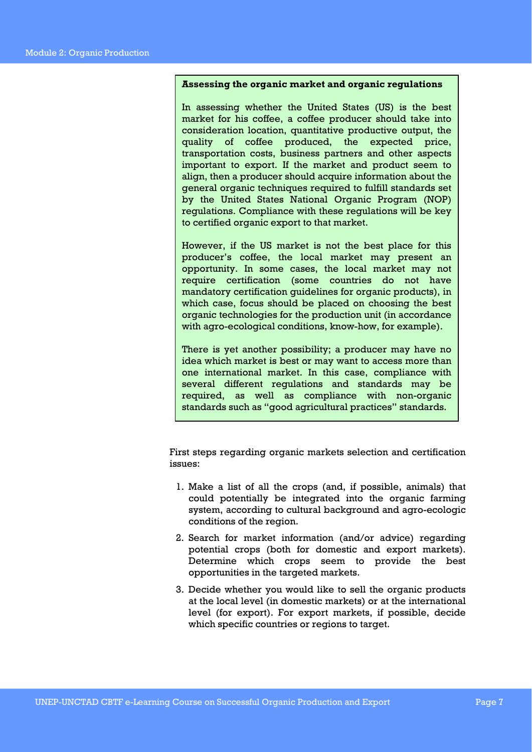**Assessing the organic market and organic regulations**

In assessing whether the United States (US) is the best market for his coffee, a coffee producer should take into consideration location, quantitative productive output, the quality of coffee produced, the expected price, transportation costs, business partners and other aspects important to export. If the market and product seem to align, then a producer should acquire information about the general organic techniques required to fulfill standards set by the United States National Organic Program (NOP) regulations. Compliance with these regulations will be key to certified organic export to that market.

However, if the US market is not the best place for this producer's coffee, the local market may present an opportunity. In some cases, the local market may not require certification (some countries do not have mandatory certification guidelines for organic products), in which case, focus should be placed on choosing the best organic technologies for the production unit (in accordance with agro-ecological conditions, know-how, for example).

There is yet another possibility; a producer may have no idea which market is best or may want to access more than one international market. In this case, compliance with several different regulations and standards may be required, as well as compliance with non-organic standards such as "good agricultural practices" standards.

First steps regarding organic markets selection and certification issues:

1. Make a list of all the crops (and, if possible, animals) that could potentially be integrated into the organic farming system, according to cultural background and agro-ecologic conditions of the region.
2. Search for market information (and/or advice) regarding potential crops (both for domestic and export markets). Determine which crops seem to provide the best opportunities in the targeted markets.
3. Decide whether you would like to sell the organic products at the local level (in domestic markets) or at the international level (for export). For export markets, if possible, decide which specific countries or regions to target.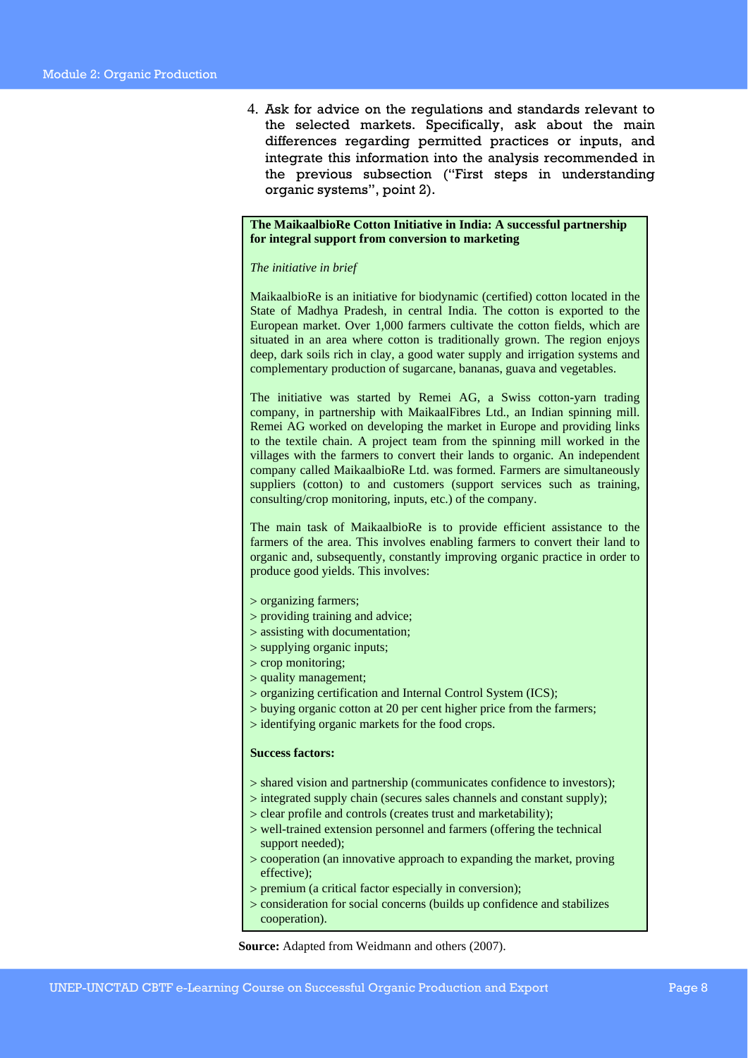4. Ask for advice on the regulations and standards relevant to the selected markets. Specifically, ask about the main differences regarding permitted practices or inputs, and integrate this information into the analysis recommended in the previous subsection ("First steps in understanding organic systems", point 2).

**The MaikaalbioRe Cotton Initiative in India: A successful partnership for integral support from conversion to marketing**

*The initiative in brief*

MaikaalbioRe is an initiative for biodynamic (certified) cotton located in the State of Madhya Pradesh, in central India. The cotton is exported to the European market. Over 1,000 farmers cultivate the cotton fields, which are situated in an area where cotton is traditionally grown. The region enjoys deep, dark soils rich in clay, a good water supply and irrigation systems and complementary production of sugarcane, bananas, guava and vegetables.

The initiative was started by Remei AG, a Swiss cotton-yarn trading company, in partnership with MaikaalFibres Ltd., an Indian spinning mill. Remei AG worked on developing the market in Europe and providing links to the textile chain. A project team from the spinning mill worked in the villages with the farmers to convert their lands to organic. An independent company called MaikaalbioRe Ltd. was formed. Farmers are simultaneously suppliers (cotton) to and customers (support services such as training, consulting/crop monitoring, inputs, etc.) of the company.

The main task of MaikaalbioRe is to provide efficient assistance to the farmers of the area. This involves enabling farmers to convert their land to organic and, subsequently, constantly improving organic practice in order to produce good yields. This involves:

> organizing farmers;
> providing training and advice;
> assisting with documentation;
> supplying organic inputs;
> crop monitoring;
> quality management;
> organizing certification and Internal Control System (ICS);
> buying organic cotton at 20 per cent higher price from the farmers;
> identifying organic markets for the food crops.

**Success factors:**

> shared vision and partnership (communicates confidence to investors);
> integrated supply chain (secures sales channels and constant supply);
> clear profile and controls (creates trust and marketability);
> well-trained extension personnel and farmers (offering the technical support needed);
> cooperation (an innovative approach to expanding the market, proving effective);
> premium (a critical factor especially in conversion);
> consideration for social concerns (builds up confidence and stabilizes cooperation).

**Source:** Adapted from Weidmann and others (2007).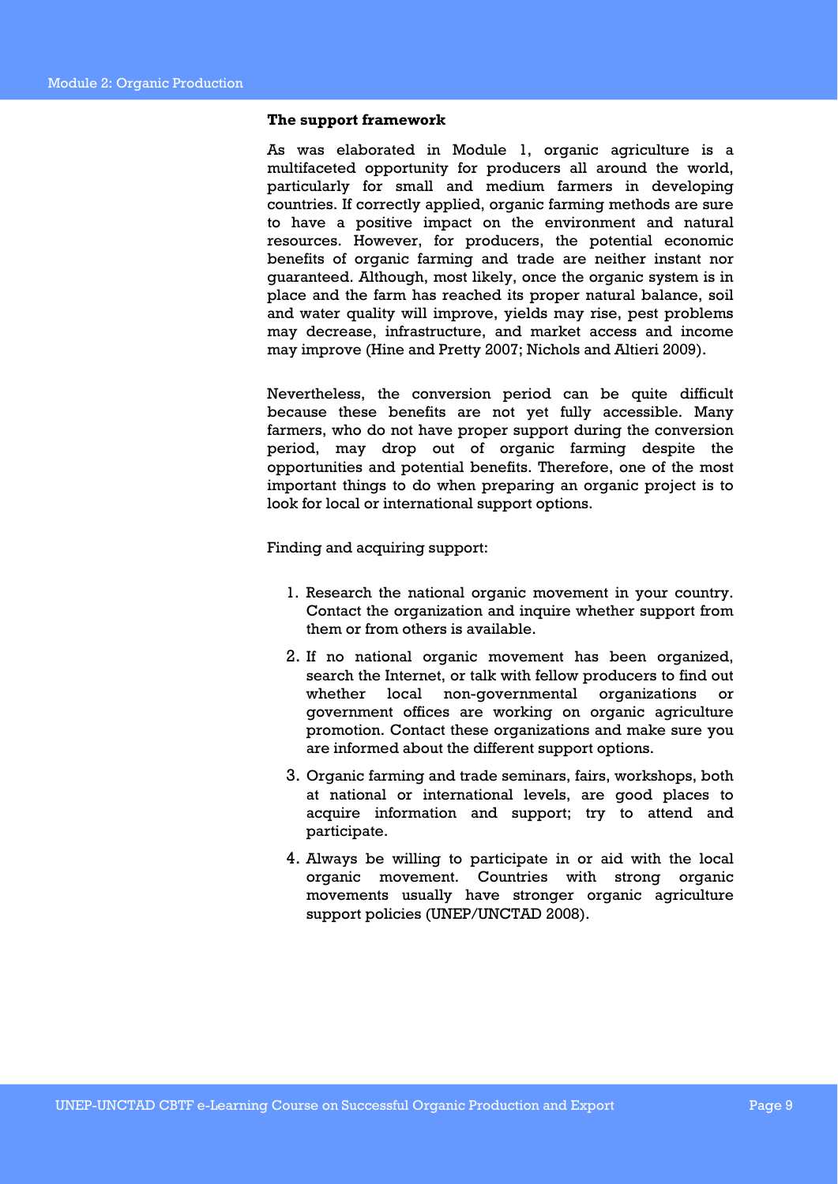**The support framework**

As was elaborated in Module 1, organic agriculture is a multifaceted opportunity for producers all around the world, particularly for small and medium farmers in developing countries. If correctly applied, organic farming methods are sure to have a positive impact on the environment and natural resources. However, for producers, the potential economic benefits of organic farming and trade are neither instant nor guaranteed. Although, most likely, once the organic system is in place and the farm has reached its proper natural balance, soil and water quality will improve, yields may rise, pest problems may decrease, infrastructure, and market access and income may improve (Hine and Pretty 2007; Nichols and Altieri 2009).

Nevertheless, the conversion period can be quite difficult because these benefits are not yet fully accessible. Many farmers, who do not have proper support during the conversion period, may drop out of organic farming despite the opportunities and potential benefits. Therefore, one of the most important things to do when preparing an organic project is to look for local or international support options.

Finding and acquiring support:

1. Research the national organic movement in your country. Contact the organization and inquire whether support from them or from others is available.
2. If no national organic movement has been organized, search the Internet, or talk with fellow producers to find out whether local non-governmental organizations or government offices are working on organic agriculture promotion. Contact these organizations and make sure you are informed about the different support options.
3. Organic farming and trade seminars, fairs, workshops, both at national or international levels, are good places to acquire information and support; try to attend and participate.
4. Always be willing to participate in or aid with the local organic movement. Countries with strong organic movements usually have stronger organic agriculture support policies (UNEP/UNCTAD 2008).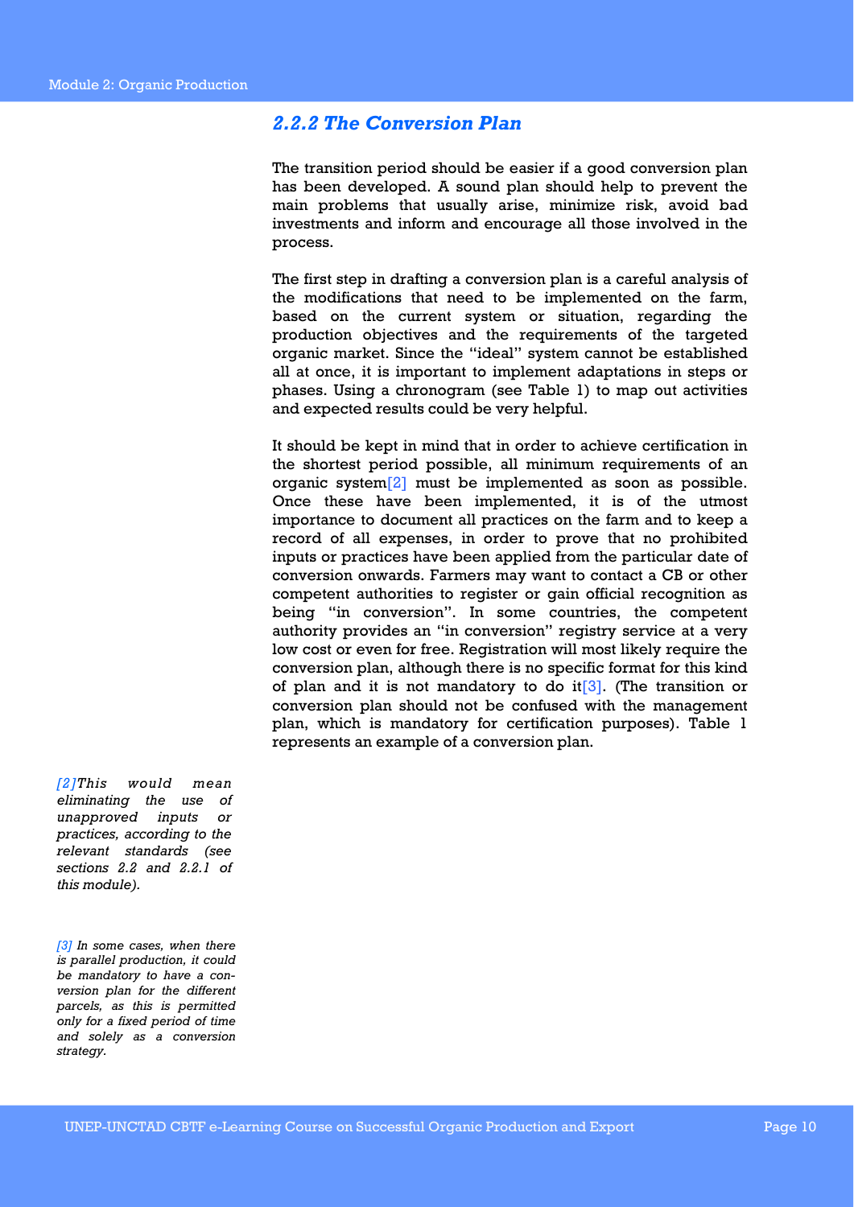### *2.2.2 The Conversion Plan*

The transition period should be easier if a good conversion plan has been developed. A sound plan should help to prevent the main problems that usually arise, minimize risk, avoid bad investments and inform and encourage all those involved in the process.

The first step in drafting a conversion plan is a careful analysis of the modifications that need to be implemented on the farm, based on the current system or situation, regarding the production objectives and the requirements of the targeted organic market. Since the "ideal" system cannot be established all at once, it is important to implement adaptations in steps or phases. Using a chronogram (see Table 1) to map out activities and expected results could be very helpful.

It should be kept in mind that in order to achieve certification in the shortest period possible, all minimum requirements of an organic system[2] must be implemented as soon as possible. Once these have been implemented, it is of the utmost importance to document all practices on the farm and to keep a record of all expenses, in order to prove that no prohibited inputs or practices have been applied from the particular date of conversion onwards. Farmers may want to contact a CB or other competent authorities to register or gain official recognition as being "in conversion". In some countries, the competent authority provides an "in conversion" registry service at a very low cost or even for free. Registration will most likely require the conversion plan, although there is no specific format for this kind of plan and it is not mandatory to do it[3]. (The transition or conversion plan should not be confused with the management plan, which is mandatory for certification purposes). Table 1 represents an example of a conversion plan.

*[2] This would mean eliminating the use of unapproved inputs or practices, according to the relevant standards (see sections 2.2 and 2.2.1 of this module).*

*[3] In some cases, when there is parallel production, it could be mandatory to have a conversion plan for the different parcels, as this is permitted only for a fixed period of time and solely as a conversion strategy.*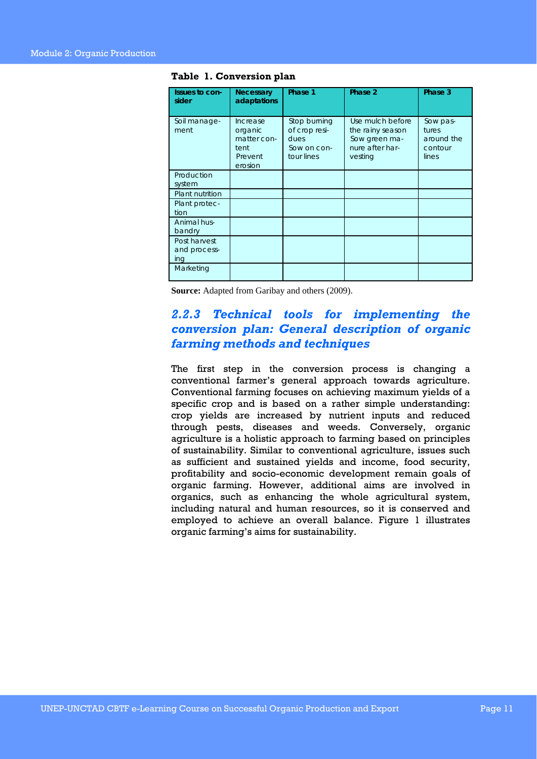**Table 1. Conversion plan**

| Issues to consider | Necessary adaptations | Phase 1 | Phase 2 | Phase 3 |
|---|---|---|---|---|
| Soil management | Increase organic matter content<br>Prevent erosion | Stop burning of crop residues<br>Sow on contour lines | Use mulch before the rainy season<br>Sow green manure after harvesting | Sow pastures around the contour lines |
| Production system | | | | |
| Plant nutrition | | | | |
| Plant protection | | | | |
| Animal husbandry | | | | |
| Post harvest and processing | | | | |
| Marketing | | | | |

**Source:** Adapted from Garibay and others (2009).

### 2.2.3 Technical tools for implementing the conversion plan: General description of organic farming methods and techniques

The first step in the conversion process is changing a conventional farmer's general approach towards agriculture. Conventional farming focuses on achieving maximum yields of a specific crop and is based on a rather simple understanding: crop yields are increased by nutrient inputs and reduced through pests, diseases and weeds. Conversely, organic agriculture is a holistic approach to farming based on principles of sustainability. Similar to conventional agriculture, issues such as sufficient and sustained yields and income, food security, profitability and socio-economic development remain goals of organic farming. However, additional aims are involved in organics, such as enhancing the whole agricultural system, including natural and human resources, so it is conserved and employed to achieve an overall balance. Figure 1 illustrates organic farming's aims for sustainability.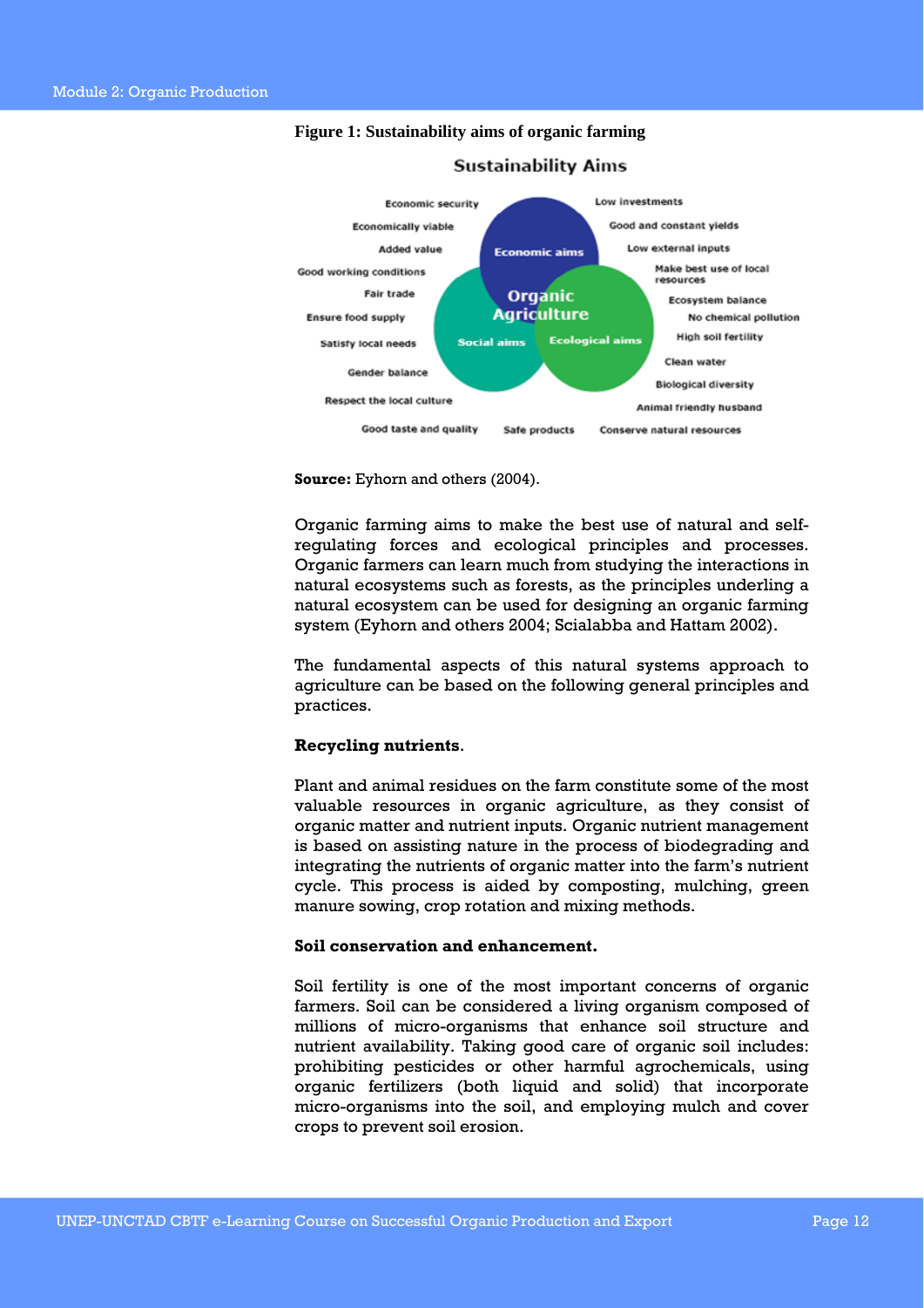**Figure 1: Sustainability aims of organic farming**

Sustainability Aims

Economic security, Economically viable, Added value, Good working conditions, Fair trade, Ensure food supply, Satisfy local needs, Gender balance, Respect the local culture, Good taste and quality, Safe products, Conserve natural resources, Animal friendly husband, Biological diversity, Clean water, High soil fertility, No chemical pollution, Ecosystem balance, Make best use of local resources, Low external inputs, Good and constant yields, Low investments

Economic aims — Organic Agriculture — Social aims — Ecological aims

**Source:** Eyhorn and others (2004).

Organic farming aims to make the best use of natural and self-regulating forces and ecological principles and processes. Organic farmers can learn much from studying the interactions in natural ecosystems such as forests, as the principles underling a natural ecosystem can be used for designing an organic farming system (Eyhorn and others 2004; Scialabba and Hattam 2002).

The fundamental aspects of this natural systems approach to agriculture can be based on the following general principles and practices.

**Recycling nutrients**.

Plant and animal residues on the farm constitute some of the most valuable resources in organic agriculture, as they consist of organic matter and nutrient inputs. Organic nutrient management is based on assisting nature in the process of biodegrading and integrating the nutrients of organic matter into the farm's nutrient cycle. This process is aided by composting, mulching, green manure sowing, crop rotation and mixing methods.

**Soil conservation and enhancement.**

Soil fertility is one of the most important concerns of organic farmers. Soil can be considered a living organism composed of millions of micro-organisms that enhance soil structure and nutrient availability. Taking good care of organic soil includes: prohibiting pesticides or other harmful agrochemicals, using organic fertilizers (both liquid and solid) that incorporate micro-organisms into the soil, and employing mulch and cover crops to prevent soil erosion.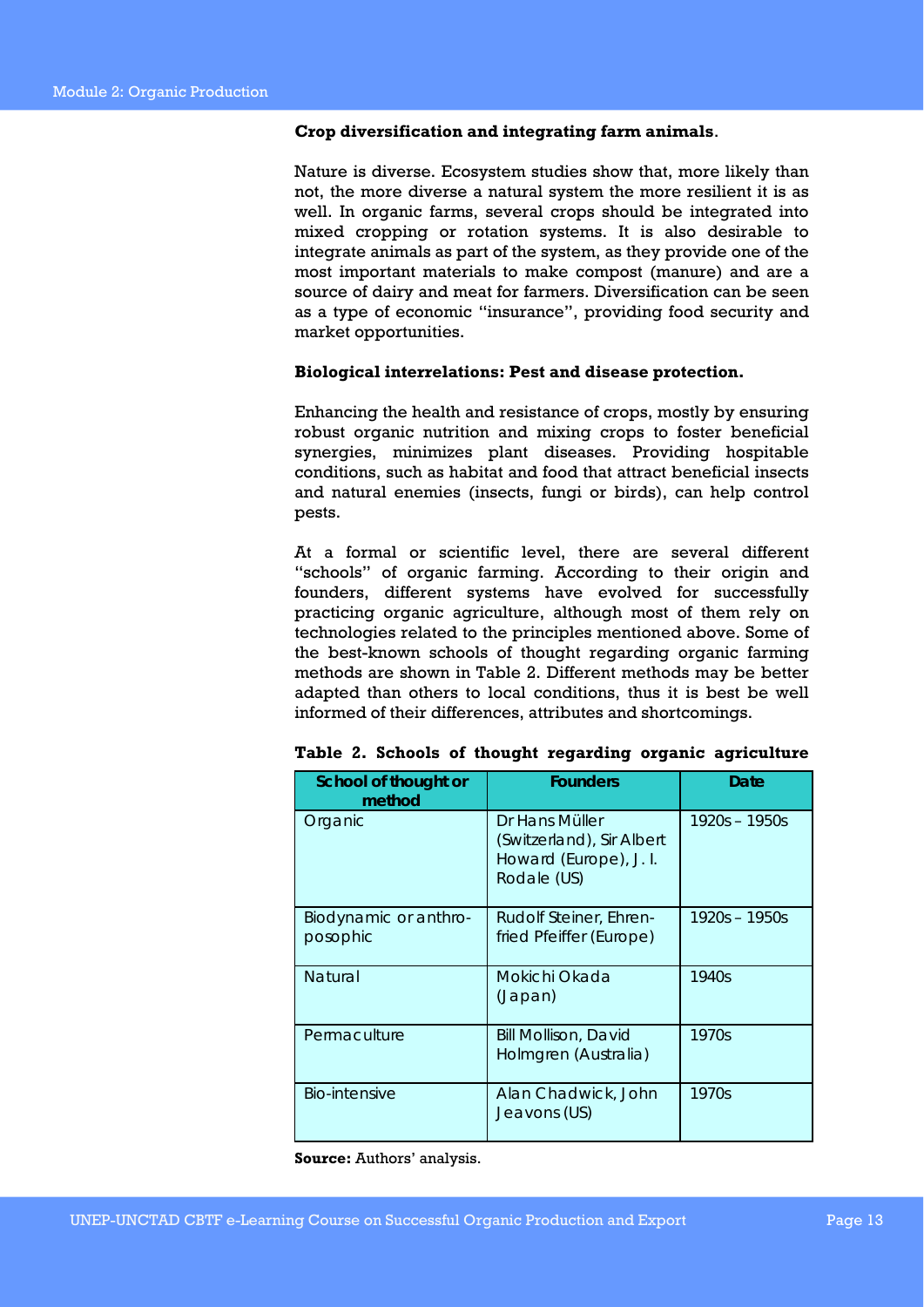**Crop diversification and integrating farm animals**.

Nature is diverse. Ecosystem studies show that, more likely than not, the more diverse a natural system the more resilient it is as well. In organic farms, several crops should be integrated into mixed cropping or rotation systems. It is also desirable to integrate animals as part of the system, as they provide one of the most important materials to make compost (manure) and are a source of dairy and meat for farmers. Diversification can be seen as a type of economic "insurance", providing food security and market opportunities.

**Biological interrelations: Pest and disease protection.**

Enhancing the health and resistance of crops, mostly by ensuring robust organic nutrition and mixing crops to foster beneficial synergies, minimizes plant diseases. Providing hospitable conditions, such as habitat and food that attract beneficial insects and natural enemies (insects, fungi or birds), can help control pests.

At a formal or scientific level, there are several different "schools" of organic farming. According to their origin and founders, different systems have evolved for successfully practicing organic agriculture, although most of them rely on technologies related to the principles mentioned above. Some of the best-known schools of thought regarding organic farming methods are shown in Table 2. Different methods may be better adapted than others to local conditions, thus it is best be well informed of their differences, attributes and shortcomings.

**Table 2. Schools of thought regarding organic agriculture**

| School of thought or method | Founders | Date |
|---|---|---|
| Organic | Dr Hans Müller (Switzerland), Sir Albert Howard (Europe), J. I. Rodale (US) | 1920s – 1950s |
| Biodynamic or anthro-posophic | Rudolf Steiner, Ehren-fried Pfeiffer (Europe) | 1920s – 1950s |
| Natural | Mokichi Okada (Japan) | 1940s |
| Permaculture | Bill Mollison, David Holmgren (Australia) | 1970s |
| Bio-intensive | Alan Chadwick, John Jeavons (US) | 1970s |

**Source:** Authors' analysis.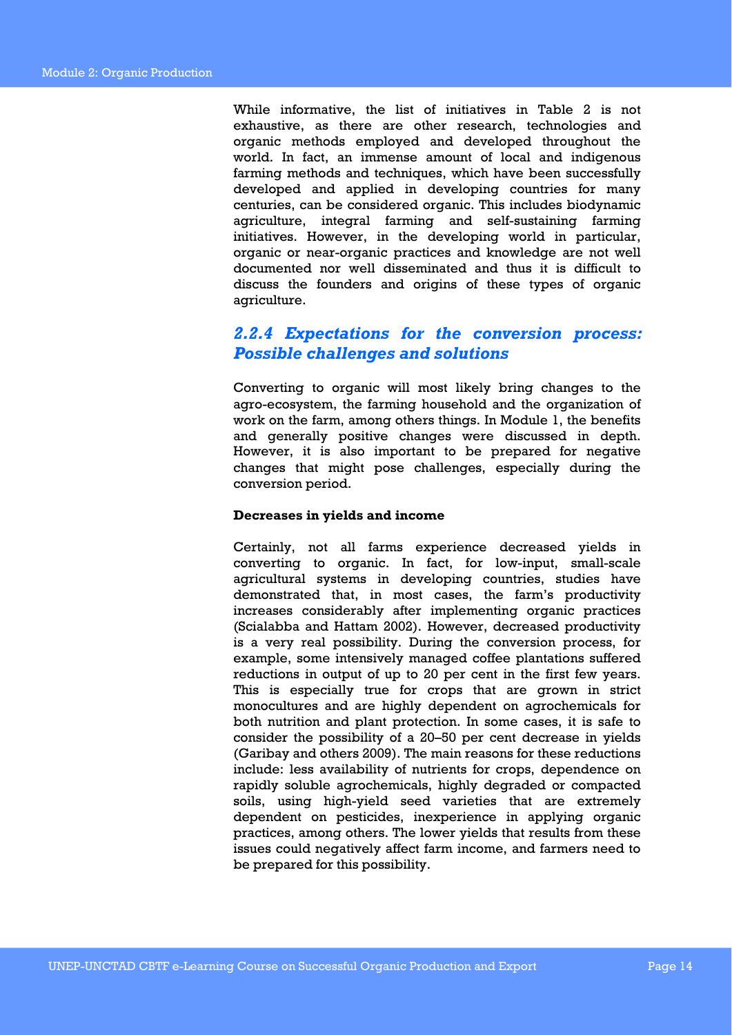While informative, the list of initiatives in Table 2 is not exhaustive, as there are other research, technologies and organic methods employed and developed throughout the world. In fact, an immense amount of local and indigenous farming methods and techniques, which have been successfully developed and applied in developing countries for many centuries, can be considered organic. This includes biodynamic agriculture, integral farming and self-sustaining farming initiatives. However, in the developing world in particular, organic or near-organic practices and knowledge are not well documented nor well disseminated and thus it is difficult to discuss the founders and origins of these types of organic agriculture.

### *2.2.4 Expectations for the conversion process: Possible challenges and solutions*

Converting to organic will most likely bring changes to the agro-ecosystem, the farming household and the organization of work on the farm, among others things. In Module 1, the benefits and generally positive changes were discussed in depth. However, it is also important to be prepared for negative changes that might pose challenges, especially during the conversion period.

**Decreases in yields and income**

Certainly, not all farms experience decreased yields in converting to organic. In fact, for low-input, small-scale agricultural systems in developing countries, studies have demonstrated that, in most cases, the farm's productivity increases considerably after implementing organic practices (Scialabba and Hattam 2002). However, decreased productivity is a very real possibility. During the conversion process, for example, some intensively managed coffee plantations suffered reductions in output of up to 20 per cent in the first few years. This is especially true for crops that are grown in strict monocultures and are highly dependent on agrochemicals for both nutrition and plant protection. In some cases, it is safe to consider the possibility of a 20–50 per cent decrease in yields (Garibay and others 2009). The main reasons for these reductions include: less availability of nutrients for crops, dependence on rapidly soluble agrochemicals, highly degraded or compacted soils, using high-yield seed varieties that are extremely dependent on pesticides, inexperience in applying organic practices, among others. The lower yields that results from these issues could negatively affect farm income, and farmers need to be prepared for this possibility.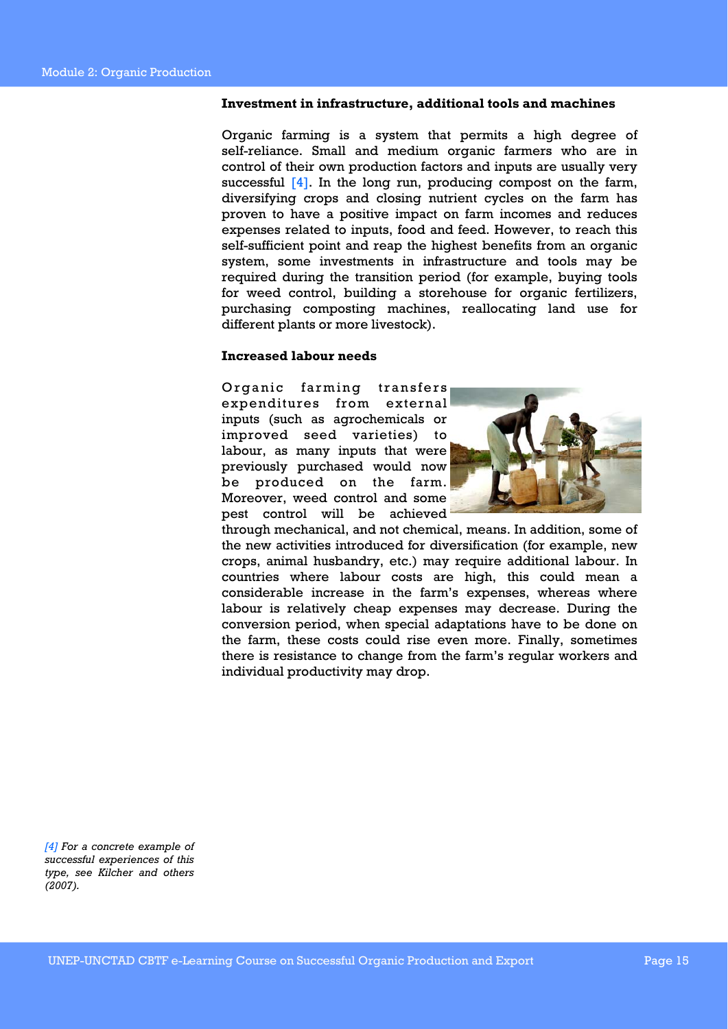**Investment in infrastructure, additional tools and machines**

Organic farming is a system that permits a high degree of self-reliance. Small and medium organic farmers who are in control of their own production factors and inputs are usually very successful [4]. In the long run, producing compost on the farm, diversifying crops and closing nutrient cycles on the farm has proven to have a positive impact on farm incomes and reduces expenses related to inputs, food and feed. However, to reach this self-sufficient point and reap the highest benefits from an organic system, some investments in infrastructure and tools may be required during the transition period (for example, buying tools for weed control, building a storehouse for organic fertilizers, purchasing composting machines, reallocating land use for different plants or more livestock).

**Increased labour needs**

Organic farming transfers expenditures from external inputs (such as agrochemicals or improved seed varieties) to labour, as many inputs that were previously purchased would now be produced on the farm. Moreover, weed control and some pest control will be achieved through mechanical, and not chemical, means. In addition, some of the new activities introduced for diversification (for example, new crops, animal husbandry, etc.) may require additional labour. In countries where labour costs are high, this could mean a considerable increase in the farm's expenses, whereas where labour is relatively cheap expenses may decrease. During the conversion period, when special adaptations have to be done on the farm, these costs could rise even more. Finally, sometimes there is resistance to change from the farm's regular workers and individual productivity may drop.

*[4] For a concrete example of successful experiences of this type, see Kilcher and others (2007).*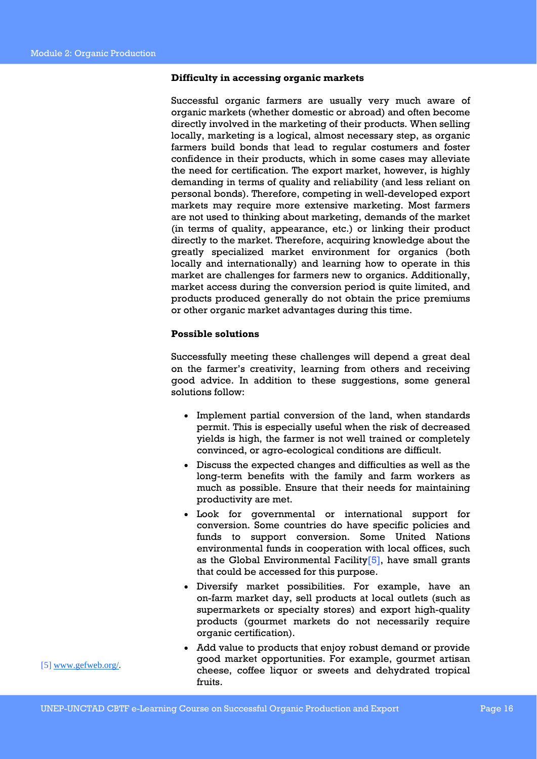**Difficulty in accessing organic markets**

Successful organic farmers are usually very much aware of organic markets (whether domestic or abroad) and often become directly involved in the marketing of their products. When selling locally, marketing is a logical, almost necessary step, as organic farmers build bonds that lead to regular costumers and foster confidence in their products, which in some cases may alleviate the need for certification. The export market, however, is highly demanding in terms of quality and reliability (and less reliant on personal bonds). Therefore, competing in well-developed export markets may require more extensive marketing. Most farmers are not used to thinking about marketing, demands of the market (in terms of quality, appearance, etc.) or linking their product directly to the market. Therefore, acquiring knowledge about the greatly specialized market environment for organics (both locally and internationally) and learning how to operate in this market are challenges for farmers new to organics. Additionally, market access during the conversion period is quite limited, and products produced generally do not obtain the price premiums or other organic market advantages during this time.

**Possible solutions**

Successfully meeting these challenges will depend a great deal on the farmer's creativity, learning from others and receiving good advice. In addition to these suggestions, some general solutions follow:

- Implement partial conversion of the land, when standards permit. This is especially useful when the risk of decreased yields is high, the farmer is not well trained or completely convinced, or agro-ecological conditions are difficult.
- Discuss the expected changes and difficulties as well as the long-term benefits with the family and farm workers as much as possible. Ensure that their needs for maintaining productivity are met.
- Look for governmental or international support for conversion. Some countries do have specific policies and funds to support conversion. Some United Nations environmental funds in cooperation with local offices, such as the Global Environmental Facility[5], have small grants that could be accessed for this purpose.
- Diversify market possibilities. For example, have an on-farm market day, sell products at local outlets (such as supermarkets or specialty stores) and export high-quality products (gourmet markets do not necessarily require organic certification).
- Add value to products that enjoy robust demand or provide good market opportunities. For example, gourmet artisan cheese, coffee liquor or sweets and dehydrated tropical fruits.

[5] www.gefweb.org/.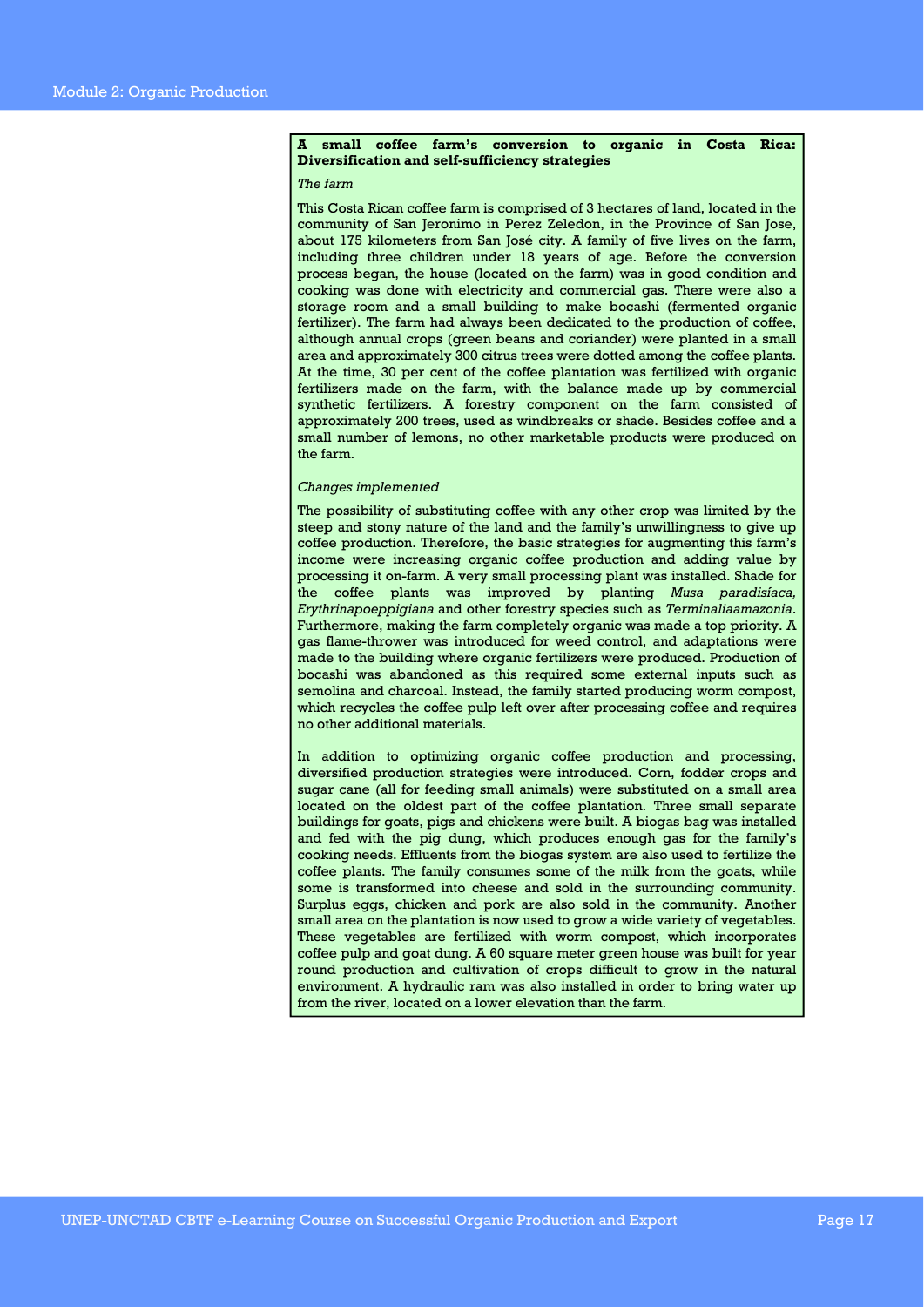**A small coffee farm's conversion to organic in Costa Rica: Diversification and self-sufficiency strategies**

*The farm*

This Costa Rican coffee farm is comprised of 3 hectares of land, located in the community of San Jeronimo in Perez Zeledon, in the Province of San Jose, about 175 kilometers from San José city. A family of five lives on the farm, including three children under 18 years of age. Before the conversion process began, the house (located on the farm) was in good condition and cooking was done with electricity and commercial gas. There were also a storage room and a small building to make bocashi (fermented organic fertilizer). The farm had always been dedicated to the production of coffee, although annual crops (green beans and coriander) were planted in a small area and approximately 300 citrus trees were dotted among the coffee plants. At the time, 30 per cent of the coffee plantation was fertilized with organic fertilizers made on the farm, with the balance made up by commercial synthetic fertilizers. A forestry component on the farm consisted of approximately 200 trees, used as windbreaks or shade. Besides coffee and a small number of lemons, no other marketable products were produced on the farm.

*Changes implemented*

The possibility of substituting coffee with any other crop was limited by the steep and stony nature of the land and the family's unwillingness to give up coffee production. Therefore, the basic strategies for augmenting this farm's income were increasing organic coffee production and adding value by processing it on-farm. A very small processing plant was installed. Shade for the coffee plants was improved by planting *Musa paradisíaca, Erythrinapoeppigiana* and other forestry species such as *Terminaliaamazonia*. Furthermore, making the farm completely organic was made a top priority. A gas flame-thrower was introduced for weed control, and adaptations were made to the building where organic fertilizers were produced. Production of bocashi was abandoned as this required some external inputs such as semolina and charcoal. Instead, the family started producing worm compost, which recycles the coffee pulp left over after processing coffee and requires no other additional materials.

In addition to optimizing organic coffee production and processing, diversified production strategies were introduced. Corn, fodder crops and sugar cane (all for feeding small animals) were substituted on a small area located on the oldest part of the coffee plantation. Three small separate buildings for goats, pigs and chickens were built. A biogas bag was installed and fed with the pig dung, which produces enough gas for the family's cooking needs. Effluents from the biogas system are also used to fertilize the coffee plants. The family consumes some of the milk from the goats, while some is transformed into cheese and sold in the surrounding community. Surplus eggs, chicken and pork are also sold in the community. Another small area on the plantation is now used to grow a wide variety of vegetables. These vegetables are fertilized with worm compost, which incorporates coffee pulp and goat dung. A 60 square meter green house was built for year round production and cultivation of crops difficult to grow in the natural environment. A hydraulic ram was also installed in order to bring water up from the river, located on a lower elevation than the farm.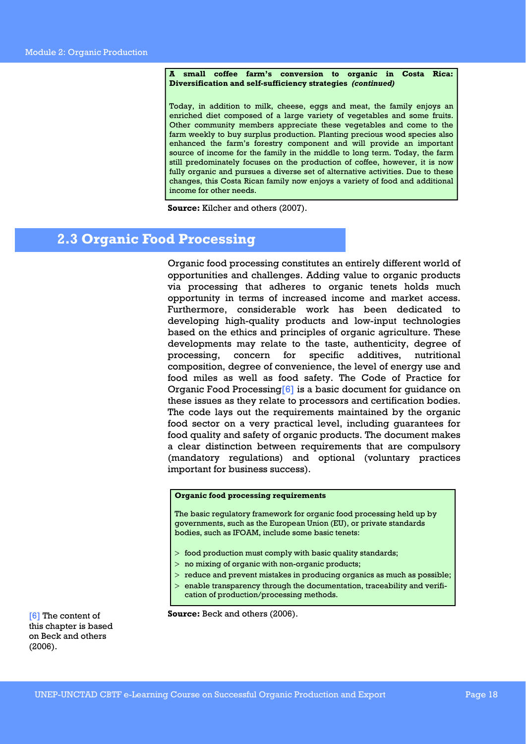**A small coffee farm's conversion to organic in Costa Rica: Diversification and self-sufficiency strategies** ***(continued)***

Today, in addition to milk, cheese, eggs and meat, the family enjoys an enriched diet composed of a large variety of vegetables and some fruits. Other community members appreciate these vegetables and come to the farm weekly to buy surplus production. Planting precious wood species also enhanced the farm's forestry component and will provide an important source of income for the family in the middle to long term. Today, the farm still predominately focuses on the production of coffee, however, it is now fully organic and pursues a diverse set of alternative activities. Due to these changes, this Costa Rican family now enjoys a variety of food and additional income for other needs.

**Source:** Kilcher and others (2007).

## 2.3 Organic Food Processing

Organic food processing constitutes an entirely different world of opportunities and challenges. Adding value to organic products via processing that adheres to organic tenets holds much opportunity in terms of increased income and market access. Furthermore, considerable work has been dedicated to developing high-quality products and low-input technologies based on the ethics and principles of organic agriculture. These developments may relate to the taste, authenticity, degree of processing, concern for specific additives, nutritional composition, degree of convenience, the level of energy use and food miles as well as food safety. The Code of Practice for Organic Food Processing[6] is a basic document for guidance on these issues as they relate to processors and certification bodies. The code lays out the requirements maintained by the organic food sector on a very practical level, including guarantees for food quality and safety of organic products. The document makes a clear distinction between requirements that are compulsory (mandatory regulations) and optional (voluntary practices important for business success).

**Organic food processing requirements**

The basic regulatory framework for organic food processing held up by governments, such as the European Union (EU), or private standards bodies, such as IFOAM, include some basic tenets:

- food production must comply with basic quality standards;
- no mixing of organic with non-organic products;
- reduce and prevent mistakes in producing organics as much as possible;
- enable transparency through the documentation, traceability and verification of production/processing methods.

**Source:** Beck and others (2006).

[6] The content of this chapter is based on Beck and others (2006).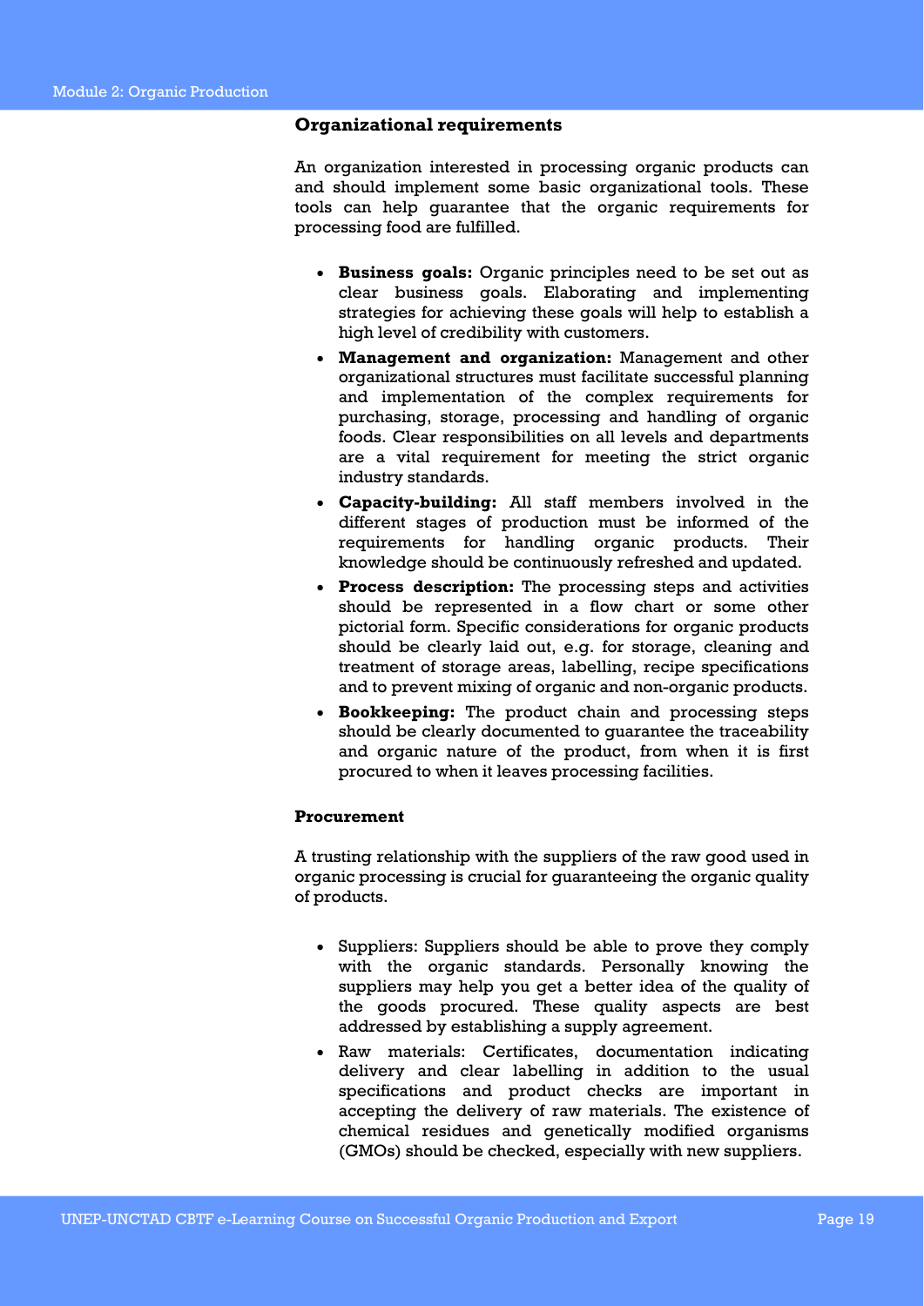### Organizational requirements

An organization interested in processing organic products can and should implement some basic organizational tools. These tools can help guarantee that the organic requirements for processing food are fulfilled.

- **Business goals:** Organic principles need to be set out as clear business goals. Elaborating and implementing strategies for achieving these goals will help to establish a high level of credibility with customers.
- **Management and organization:** Management and other organizational structures must facilitate successful planning and implementation of the complex requirements for purchasing, storage, processing and handling of organic foods. Clear responsibilities on all levels and departments are a vital requirement for meeting the strict organic industry standards.
- **Capacity-building:** All staff members involved in the different stages of production must be informed of the requirements for handling organic products. Their knowledge should be continuously refreshed and updated.
- **Process description:** The processing steps and activities should be represented in a flow chart or some other pictorial form. Specific considerations for organic products should be clearly laid out, e.g. for storage, cleaning and treatment of storage areas, labelling, recipe specifications and to prevent mixing of organic and non-organic products.
- **Bookkeeping:** The product chain and processing steps should be clearly documented to guarantee the traceability and organic nature of the product, from when it is first procured to when it leaves processing facilities.

### Procurement

A trusting relationship with the suppliers of the raw good used in organic processing is crucial for guaranteeing the organic quality of products.

- Suppliers: Suppliers should be able to prove they comply with the organic standards. Personally knowing the suppliers may help you get a better idea of the quality of the goods procured. These quality aspects are best addressed by establishing a supply agreement.
- Raw materials: Certificates, documentation indicating delivery and clear labelling in addition to the usual specifications and product checks are important in accepting the delivery of raw materials. The existence of chemical residues and genetically modified organisms (GMOs) should be checked, especially with new suppliers.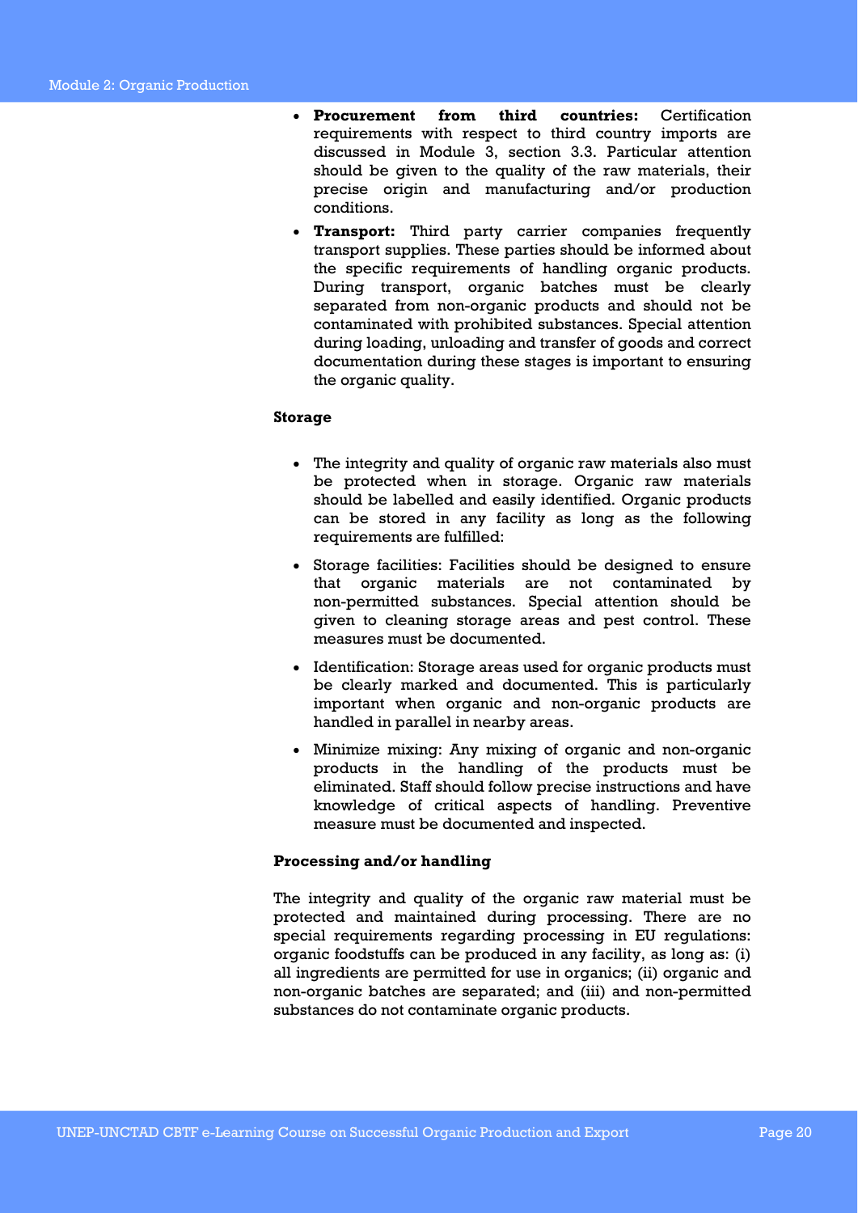- **Procurement from third countries:** Certification requirements with respect to third country imports are discussed in Module 3, section 3.3. Particular attention should be given to the quality of the raw materials, their precise origin and manufacturing and/or production conditions.
- **Transport:** Third party carrier companies frequently transport supplies. These parties should be informed about the specific requirements of handling organic products. During transport, organic batches must be clearly separated from non-organic products and should not be contaminated with prohibited substances. Special attention during loading, unloading and transfer of goods and correct documentation during these stages is important to ensuring the organic quality.

**Storage**

- The integrity and quality of organic raw materials also must be protected when in storage. Organic raw materials should be labelled and easily identified. Organic products can be stored in any facility as long as the following requirements are fulfilled:
- Storage facilities: Facilities should be designed to ensure that organic materials are not contaminated by non-permitted substances. Special attention should be given to cleaning storage areas and pest control. These measures must be documented.
- Identification: Storage areas used for organic products must be clearly marked and documented. This is particularly important when organic and non-organic products are handled in parallel in nearby areas.
- Minimize mixing: Any mixing of organic and non-organic products in the handling of the products must be eliminated. Staff should follow precise instructions and have knowledge of critical aspects of handling. Preventive measure must be documented and inspected.

**Processing and/or handling**

The integrity and quality of the organic raw material must be protected and maintained during processing. There are no special requirements regarding processing in EU regulations: organic foodstuffs can be produced in any facility, as long as: (i) all ingredients are permitted for use in organics; (ii) organic and non-organic batches are separated; and (iii) and non-permitted substances do not contaminate organic products.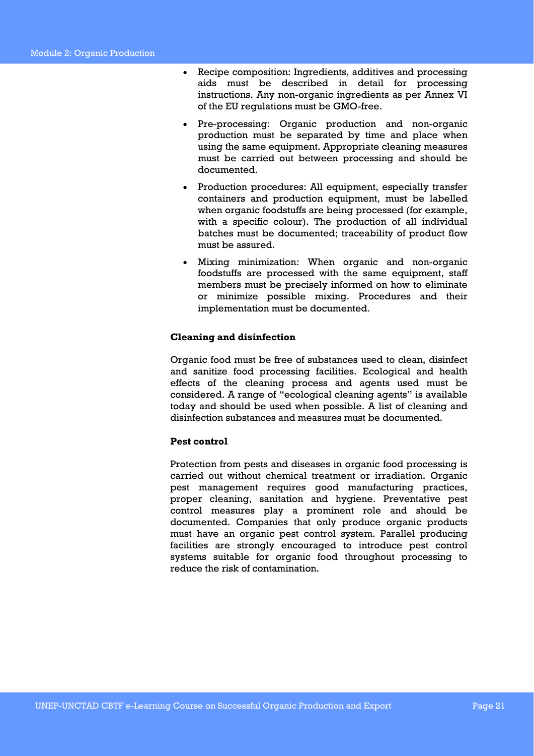- Recipe composition: Ingredients, additives and processing aids must be described in detail for processing instructions. Any non-organic ingredients as per Annex VI of the EU regulations must be GMO-free.
- Pre-processing: Organic production and non-organic production must be separated by time and place when using the same equipment. Appropriate cleaning measures must be carried out between processing and should be documented.
- Production procedures: All equipment, especially transfer containers and production equipment, must be labelled when organic foodstuffs are being processed (for example, with a specific colour). The production of all individual batches must be documented; traceability of product flow must be assured.
- Mixing minimization: When organic and non-organic foodstuffs are processed with the same equipment, staff members must be precisely informed on how to eliminate or minimize possible mixing. Procedures and their implementation must be documented.

**Cleaning and disinfection**

Organic food must be free of substances used to clean, disinfect and sanitize food processing facilities. Ecological and health effects of the cleaning process and agents used must be considered. A range of "ecological cleaning agents" is available today and should be used when possible. A list of cleaning and disinfection substances and measures must be documented.

**Pest control**

Protection from pests and diseases in organic food processing is carried out without chemical treatment or irradiation. Organic pest management requires good manufacturing practices, proper cleaning, sanitation and hygiene. Preventative pest control measures play a prominent role and should be documented. Companies that only produce organic products must have an organic pest control system. Parallel producing facilities are strongly encouraged to introduce pest control systems suitable for organic food throughout processing to reduce the risk of contamination.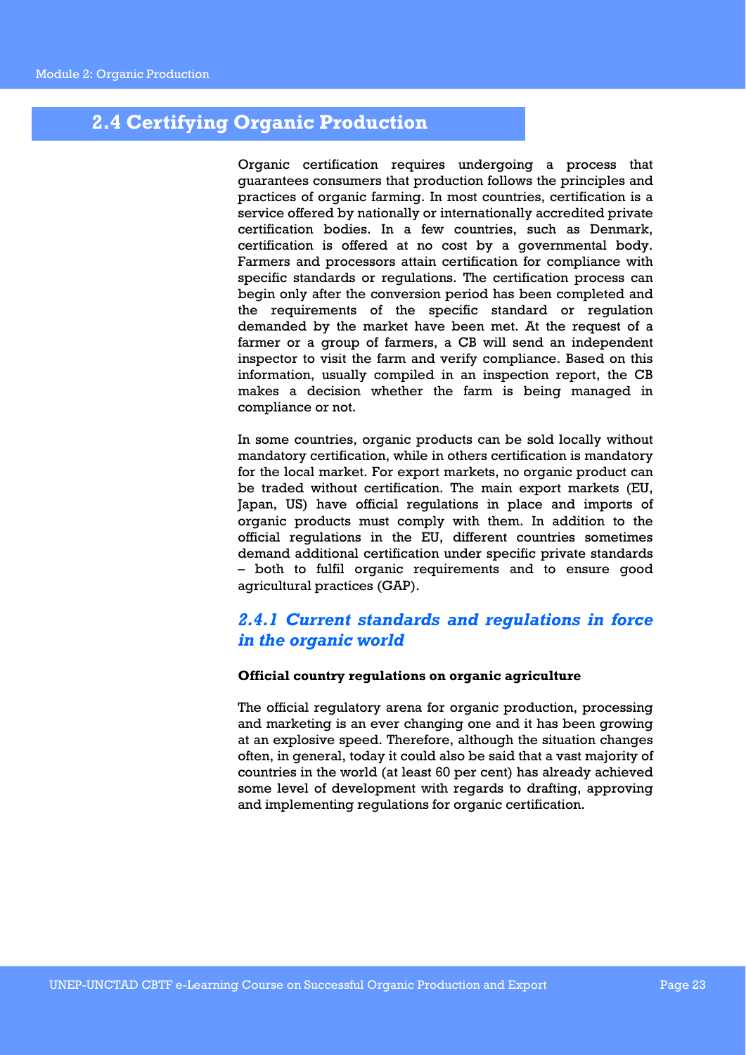## 2.4 Certifying Organic Production

Organic certification requires undergoing a process that guarantees consumers that production follows the principles and practices of organic farming. In most countries, certification is a service offered by nationally or internationally accredited private certification bodies. In a few countries, such as Denmark, certification is offered at no cost by a governmental body. Farmers and processors attain certification for compliance with specific standards or regulations. The certification process can begin only after the conversion period has been completed and the requirements of the specific standard or regulation demanded by the market have been met. At the request of a farmer or a group of farmers, a CB will send an independent inspector to visit the farm and verify compliance. Based on this information, usually compiled in an inspection report, the CB makes a decision whether the farm is being managed in compliance or not.

In some countries, organic products can be sold locally without mandatory certification, while in others certification is mandatory for the local market. For export markets, no organic product can be traded without certification. The main export markets (EU, Japan, US) have official regulations in place and imports of organic products must comply with them. In addition to the official regulations in the EU, different countries sometimes demand additional certification under specific private standards – both to fulfil organic requirements and to ensure good agricultural practices (GAP).

### *2.4.1 Current standards and regulations in force in the organic world*

**Official country regulations on organic agriculture**

The official regulatory arena for organic production, processing and marketing is an ever changing one and it has been growing at an explosive speed. Therefore, although the situation changes often, in general, today it could also be said that a vast majority of countries in the world (at least 60 per cent) has already achieved some level of development with regards to drafting, approving and implementing regulations for organic certification.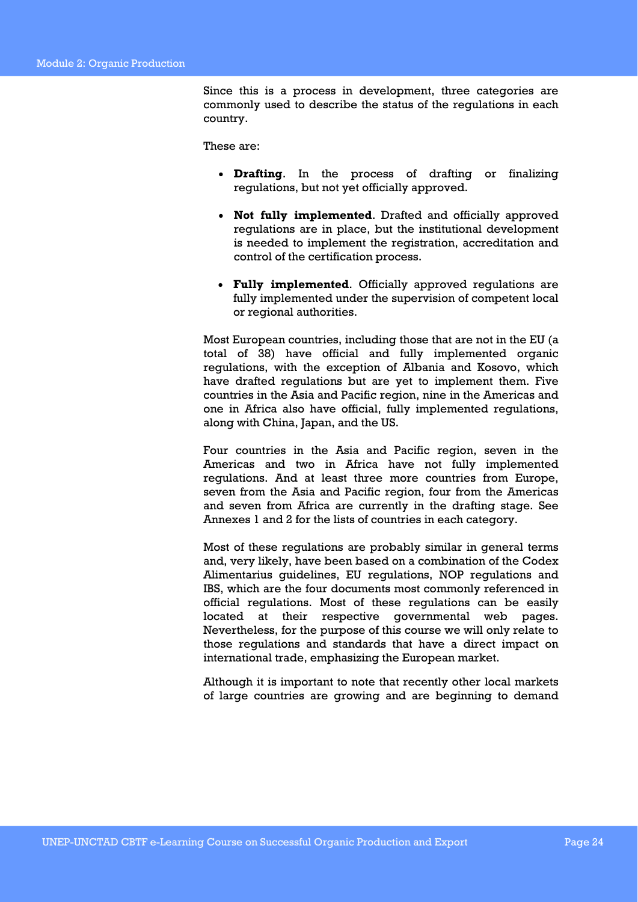Since this is a process in development, three categories are commonly used to describe the status of the regulations in each country.

These are:

- **Drafting**. In the process of drafting or finalizing regulations, but not yet officially approved.
- **Not fully implemented**. Drafted and officially approved regulations are in place, but the institutional development is needed to implement the registration, accreditation and control of the certification process.
- **Fully implemented**. Officially approved regulations are fully implemented under the supervision of competent local or regional authorities.

Most European countries, including those that are not in the EU (a total of 38) have official and fully implemented organic regulations, with the exception of Albania and Kosovo, which have drafted regulations but are yet to implement them. Five countries in the Asia and Pacific region, nine in the Americas and one in Africa also have official, fully implemented regulations, along with China, Japan, and the US.

Four countries in the Asia and Pacific region, seven in the Americas and two in Africa have not fully implemented regulations. And at least three more countries from Europe, seven from the Asia and Pacific region, four from the Americas and seven from Africa are currently in the drafting stage. See Annexes 1 and 2 for the lists of countries in each category.

Most of these regulations are probably similar in general terms and, very likely, have been based on a combination of the Codex Alimentarius guidelines, EU regulations, NOP regulations and IBS, which are the four documents most commonly referenced in official regulations. Most of these regulations can be easily located at their respective governmental web pages. Nevertheless, for the purpose of this course we will only relate to those regulations and standards that have a direct impact on international trade, emphasizing the European market.

Although it is important to note that recently other local markets of large countries are growing and are beginning to demand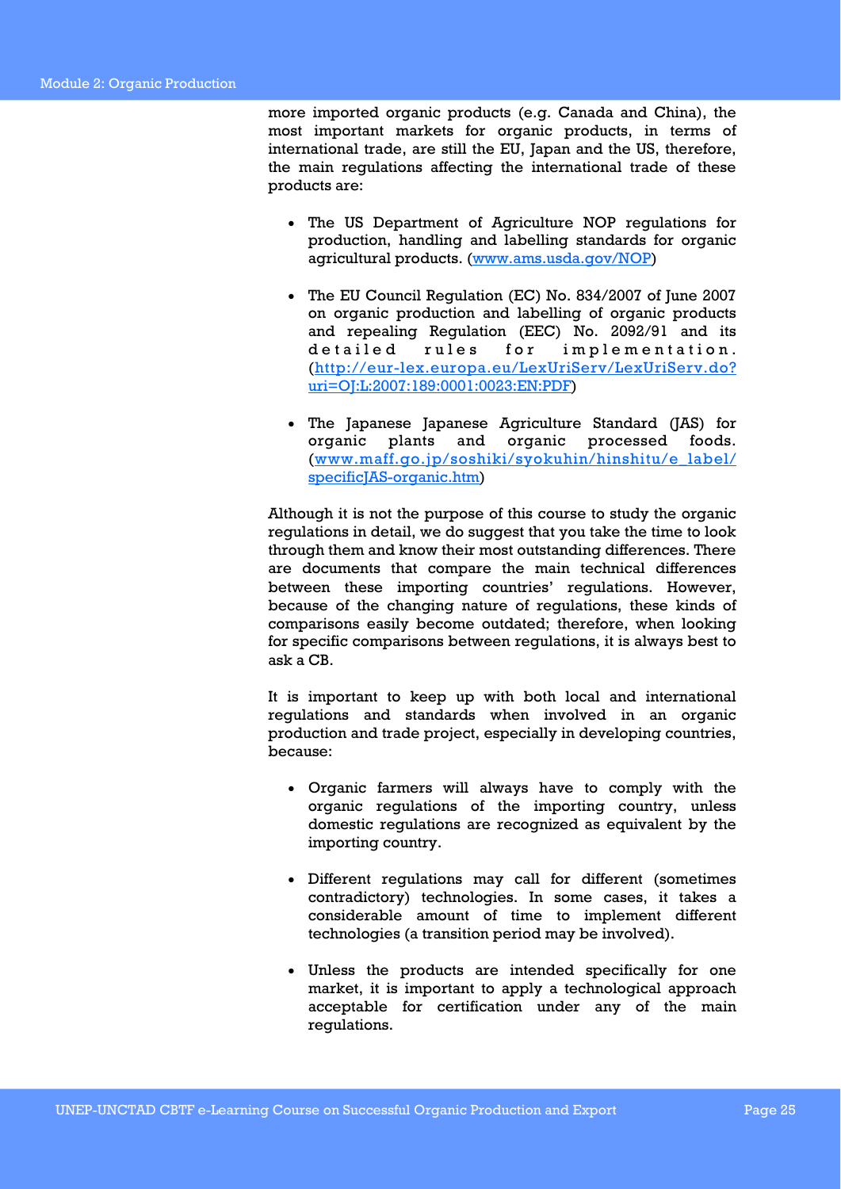more imported organic products (e.g. Canada and China), the most important markets for organic products, in terms of international trade, are still the EU, Japan and the US, therefore, the main regulations affecting the international trade of these products are:

- The US Department of Agriculture NOP regulations for production, handling and labelling standards for organic agricultural products. ([www.ams.usda.gov/NOP](www.ams.usda.gov/NOP))

- The EU Council Regulation (EC) No. 834/2007 of June 2007 on organic production and labelling of organic products and repealing Regulation (EEC) No. 2092/91 and its detailed rules for implementation. ([http://eur-lex.europa.eu/LexUriServ/LexUriServ.do?uri=OJ:L:2007:189:0001:0023:EN:PDF](http://eur-lex.europa.eu/LexUriServ/LexUriServ.do?uri=OJ:L:2007:189:0001:0023:EN:PDF))

- The Japanese Japanese Agriculture Standard (JAS) for organic plants and organic processed foods. ([www.maff.go.jp/soshiki/syokuhin/hinshitu/e_label/specificJAS-organic.htm](www.maff.go.jp/soshiki/syokuhin/hinshitu/e_label/specificJAS-organic.htm))

Although it is not the purpose of this course to study the organic regulations in detail, we do suggest that you take the time to look through them and know their most outstanding differences. There are documents that compare the main technical differences between these importing countries' regulations. However, because of the changing nature of regulations, these kinds of comparisons easily become outdated; therefore, when looking for specific comparisons between regulations, it is always best to ask a CB.

It is important to keep up with both local and international regulations and standards when involved in an organic production and trade project, especially in developing countries, because:

- Organic farmers will always have to comply with the organic regulations of the importing country, unless domestic regulations are recognized as equivalent by the importing country.

- Different regulations may call for different (sometimes contradictory) technologies. In some cases, it takes a considerable amount of time to implement different technologies (a transition period may be involved).

- Unless the products are intended specifically for one market, it is important to apply a technological approach acceptable for certification under any of the main regulations.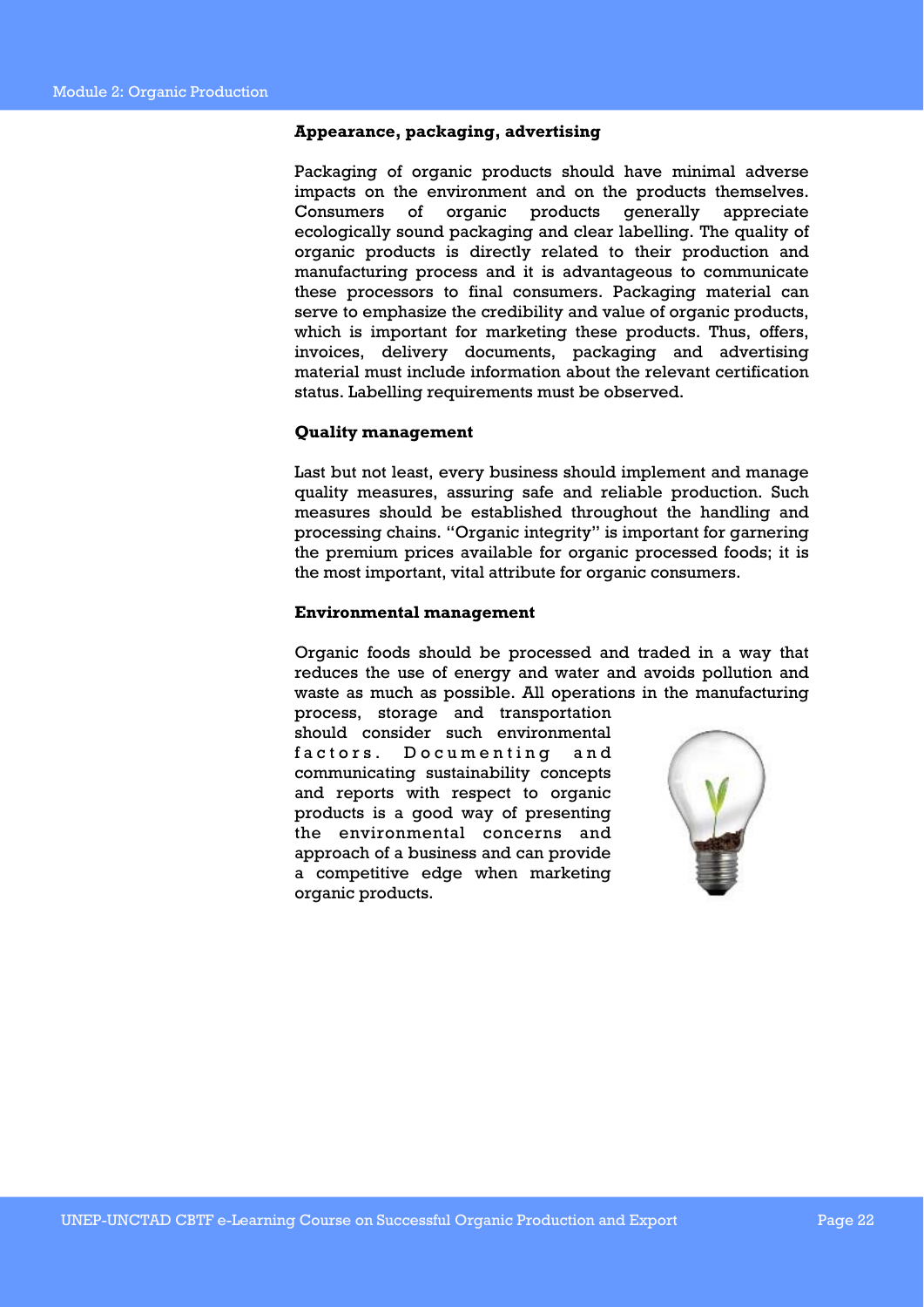### Appearance, packaging, advertising

Packaging of organic products should have minimal adverse impacts on the environment and on the products themselves. Consumers of organic products generally appreciate ecologically sound packaging and clear labelling. The quality of organic products is directly related to their production and manufacturing process and it is advantageous to communicate these processors to final consumers. Packaging material can serve to emphasize the credibility and value of organic products, which is important for marketing these products. Thus, offers, invoices, delivery documents, packaging and advertising material must include information about the relevant certification status. Labelling requirements must be observed.

### Quality management

Last but not least, every business should implement and manage quality measures, assuring safe and reliable production. Such measures should be established throughout the handling and processing chains. "Organic integrity" is important for garnering the premium prices available for organic processed foods; it is the most important, vital attribute for organic consumers.

### Environmental management

Organic foods should be processed and traded in a way that reduces the use of energy and water and avoids pollution and waste as much as possible. All operations in the manufacturing process, storage and transportation should consider such environmental factors. Documenting and communicating sustainability concepts and reports with respect to organic products is a good way of presenting the environmental concerns and approach of a business and can provide a competitive edge when marketing organic products.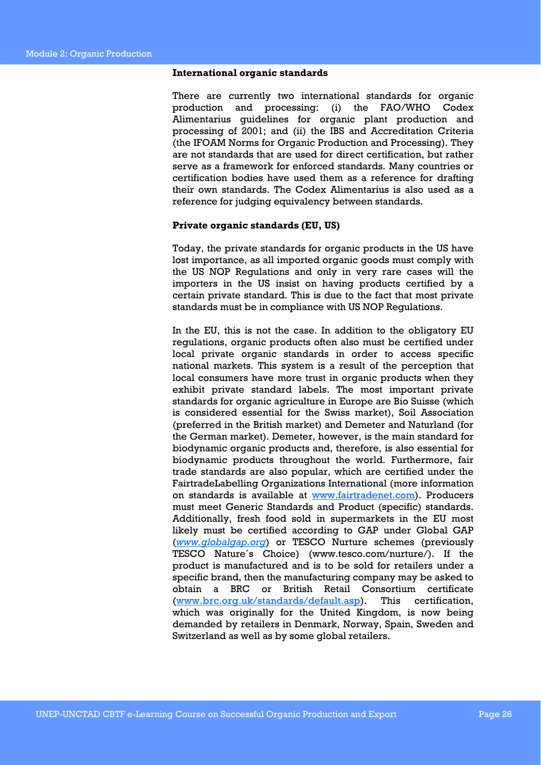### International organic standards

There are currently two international standards for organic production and processing: (i) the FAO/WHO Codex Alimentarius guidelines for organic plant production and processing of 2001; and (ii) the IBS and Accreditation Criteria (the IFOAM Norms for Organic Production and Processing). They are not standards that are used for direct certification, but rather serve as a framework for enforced standards. Many countries or certification bodies have used them as a reference for drafting their own standards. The Codex Alimentarius is also used as a reference for judging equivalency between standards.

### Private organic standards (EU, US)

Today, the private standards for organic products in the US have lost importance, as all imported organic goods must comply with the US NOP Regulations and only in very rare cases will the importers in the US insist on having products certified by a certain private standard. This is due to the fact that most private standards must be in compliance with US NOP Regulations.

In the EU, this is not the case. In addition to the obligatory EU regulations, organic products often also must be certified under local private organic standards in order to access specific national markets. This system is a result of the perception that local consumers have more trust in organic products when they exhibit private standard labels. The most important private standards for organic agriculture in Europe are Bio Suisse (which is considered essential for the Swiss market), Soil Association (preferred in the British market) and Demeter and Naturland (for the German market). Demeter, however, is the main standard for biodynamic organic products and, therefore, is also essential for biodynamic products throughout the world. Furthermore, fair trade standards are also popular, which are certified under the FairtradeLabelling Organizations International (more information on standards is available at www.fairtradenet.com). Producers must meet Generic Standards and Product (specific) standards. Additionally, fresh food sold in supermarkets in the EU most likely must be certified according to GAP under Global GAP (*www.globalgap.org*) or TESCO Nurture schemes (previously TESCO Nature´s Choice) (www.tesco.com/nurture/). If the product is manufactured and is to be sold for retailers under a specific brand, then the manufacturing company may be asked to obtain a BRC or British Retail Consortium certificate (www.brc.org.uk/standards/default.asp). This certification, which was originally for the United Kingdom, is now being demanded by retailers in Denmark, Norway, Spain, Sweden and Switzerland as well as by some global retailers.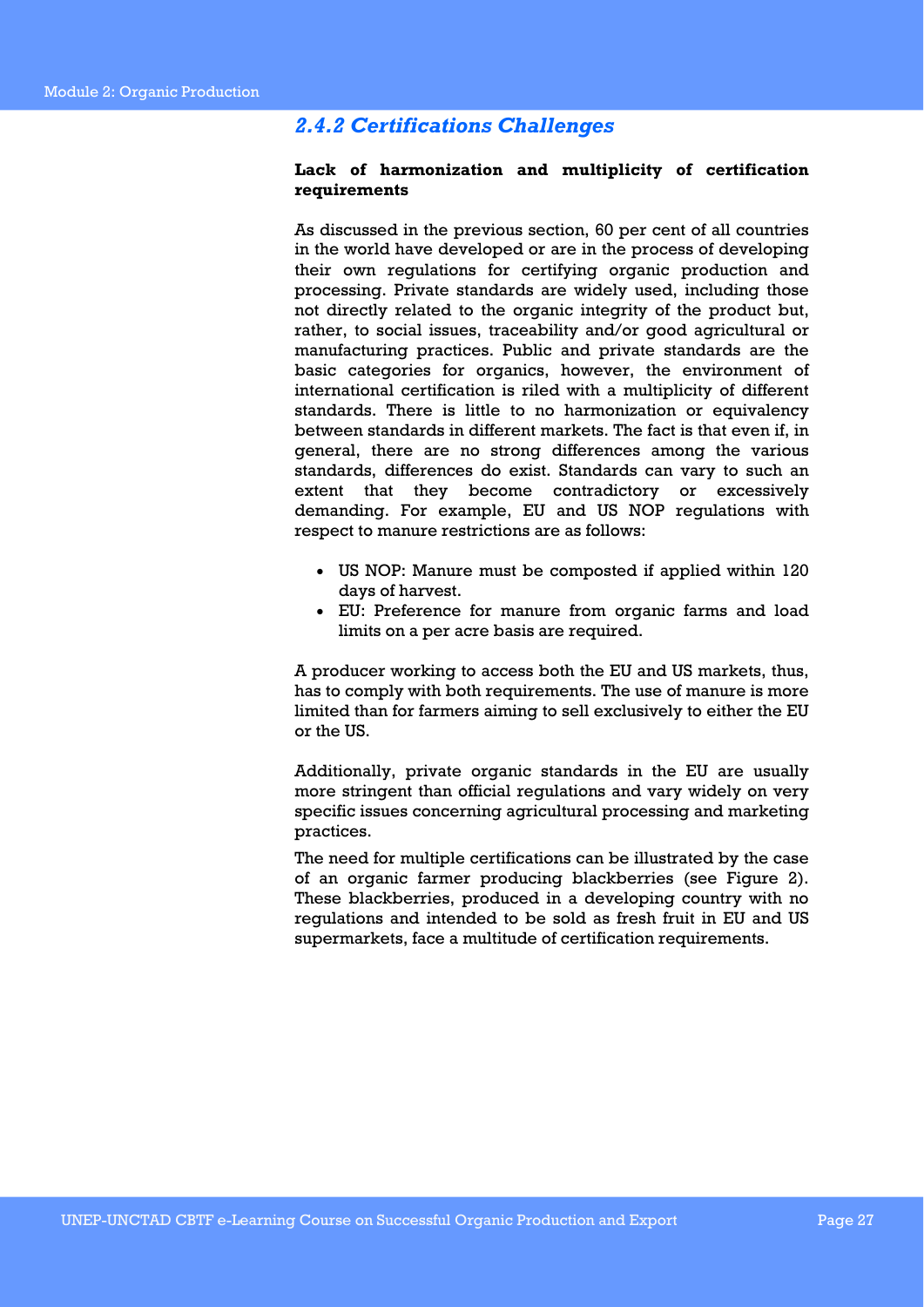### *2.4.2 Certifications Challenges*

**Lack of harmonization and multiplicity of certification requirements**

As discussed in the previous section, 60 per cent of all countries in the world have developed or are in the process of developing their own regulations for certifying organic production and processing. Private standards are widely used, including those not directly related to the organic integrity of the product but, rather, to social issues, traceability and/or good agricultural or manufacturing practices. Public and private standards are the basic categories for organics, however, the environment of international certification is riled with a multiplicity of different standards. There is little to no harmonization or equivalency between standards in different markets. The fact is that even if, in general, there are no strong differences among the various standards, differences do exist. Standards can vary to such an extent that they become contradictory or excessively demanding. For example, EU and US NOP regulations with respect to manure restrictions are as follows:

- US NOP: Manure must be composted if applied within 120 days of harvest.
- EU: Preference for manure from organic farms and load limits on a per acre basis are required.

A producer working to access both the EU and US markets, thus, has to comply with both requirements. The use of manure is more limited than for farmers aiming to sell exclusively to either the EU or the US.

Additionally, private organic standards in the EU are usually more stringent than official regulations and vary widely on very specific issues concerning agricultural processing and marketing practices.

The need for multiple certifications can be illustrated by the case of an organic farmer producing blackberries (see Figure 2). These blackberries, produced in a developing country with no regulations and intended to be sold as fresh fruit in EU and US supermarkets, face a multitude of certification requirements.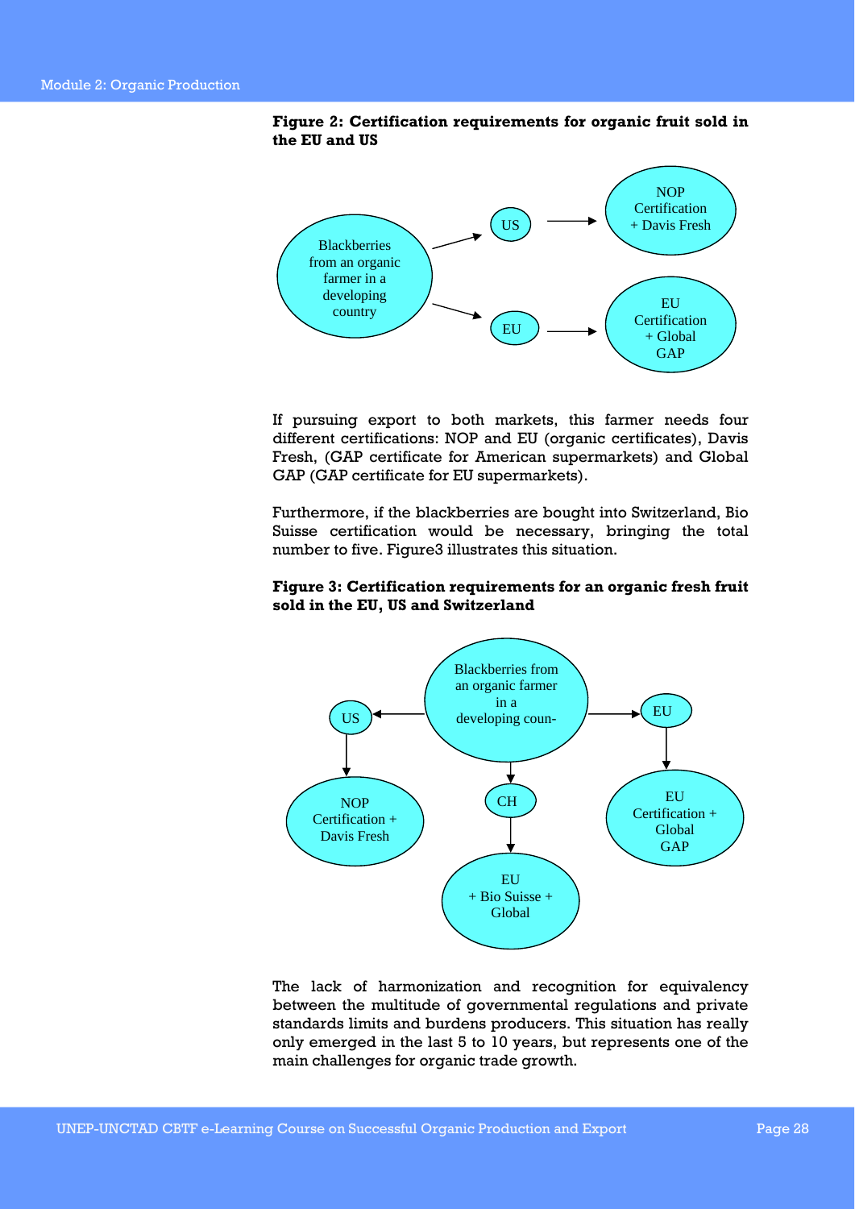**Figure 2: Certification requirements for organic fruit sold in the EU and US**

Blackberries from an organic farmer in a developing country → US → NOP Certification + Davis Fresh

Blackberries from an organic farmer in a developing country → EU → EU Certification + Global GAP

If pursuing export to both markets, this farmer needs four different certifications: NOP and EU (organic certificates), Davis Fresh, (GAP certificate for American supermarkets) and Global GAP (GAP certificate for EU supermarkets).

Furthermore, if the blackberries are bought into Switzerland, Bio Suisse certification would be necessary, bringing the total number to five. Figure3 illustrates this situation.

**Figure 3: Certification requirements for an organic fresh fruit sold in the EU, US and Switzerland**

Blackberries from an organic farmer in a developing coun- → US → NOP Certification + Davis Fresh

Blackberries from an organic farmer in a developing coun- → CH → EU + Bio Suisse + Global

Blackberries from an organic farmer in a developing coun- → EU → EU Certification + Global GAP

The lack of harmonization and recognition for equivalency between the multitude of governmental regulations and private standards limits and burdens producers. This situation has really only emerged in the last 5 to 10 years, but represents one of the main challenges for organic trade growth.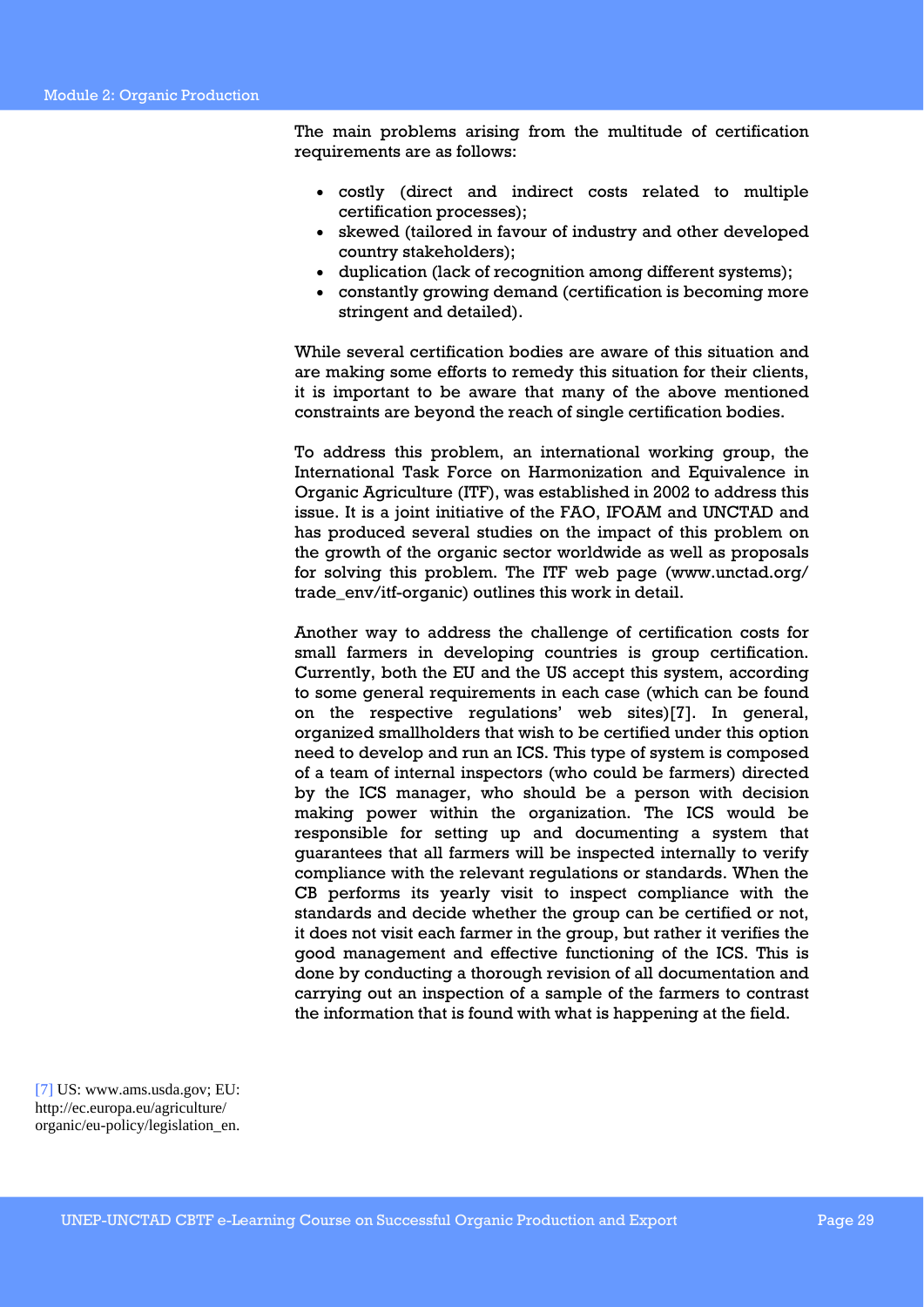The main problems arising from the multitude of certification requirements are as follows:

- costly (direct and indirect costs related to multiple certification processes);
- skewed (tailored in favour of industry and other developed country stakeholders);
- duplication (lack of recognition among different systems);
- constantly growing demand (certification is becoming more stringent and detailed).

While several certification bodies are aware of this situation and are making some efforts to remedy this situation for their clients, it is important to be aware that many of the above mentioned constraints are beyond the reach of single certification bodies.

To address this problem, an international working group, the International Task Force on Harmonization and Equivalence in Organic Agriculture (ITF), was established in 2002 to address this issue. It is a joint initiative of the FAO, IFOAM and UNCTAD and has produced several studies on the impact of this problem on the growth of the organic sector worldwide as well as proposals for solving this problem. The ITF web page (www.unctad.org/ trade_env/itf-organic) outlines this work in detail.

Another way to address the challenge of certification costs for small farmers in developing countries is group certification. Currently, both the EU and the US accept this system, according to some general requirements in each case (which can be found on the respective regulations' web sites)[7]. In general, organized smallholders that wish to be certified under this option need to develop and run an ICS. This type of system is composed of a team of internal inspectors (who could be farmers) directed by the ICS manager, who should be a person with decision making power within the organization. The ICS would be responsible for setting up and documenting a system that guarantees that all farmers will be inspected internally to verify compliance with the relevant regulations or standards. When the CB performs its yearly visit to inspect compliance with the standards and decide whether the group can be certified or not, it does not visit each farmer in the group, but rather it verifies the good management and effective functioning of the ICS. This is done by conducting a thorough revision of all documentation and carrying out an inspection of a sample of the farmers to contrast the information that is found with what is happening at the field.

[7] US: www.ams.usda.gov; EU: http://ec.europa.eu/agriculture/organic/eu-policy/legislation_en.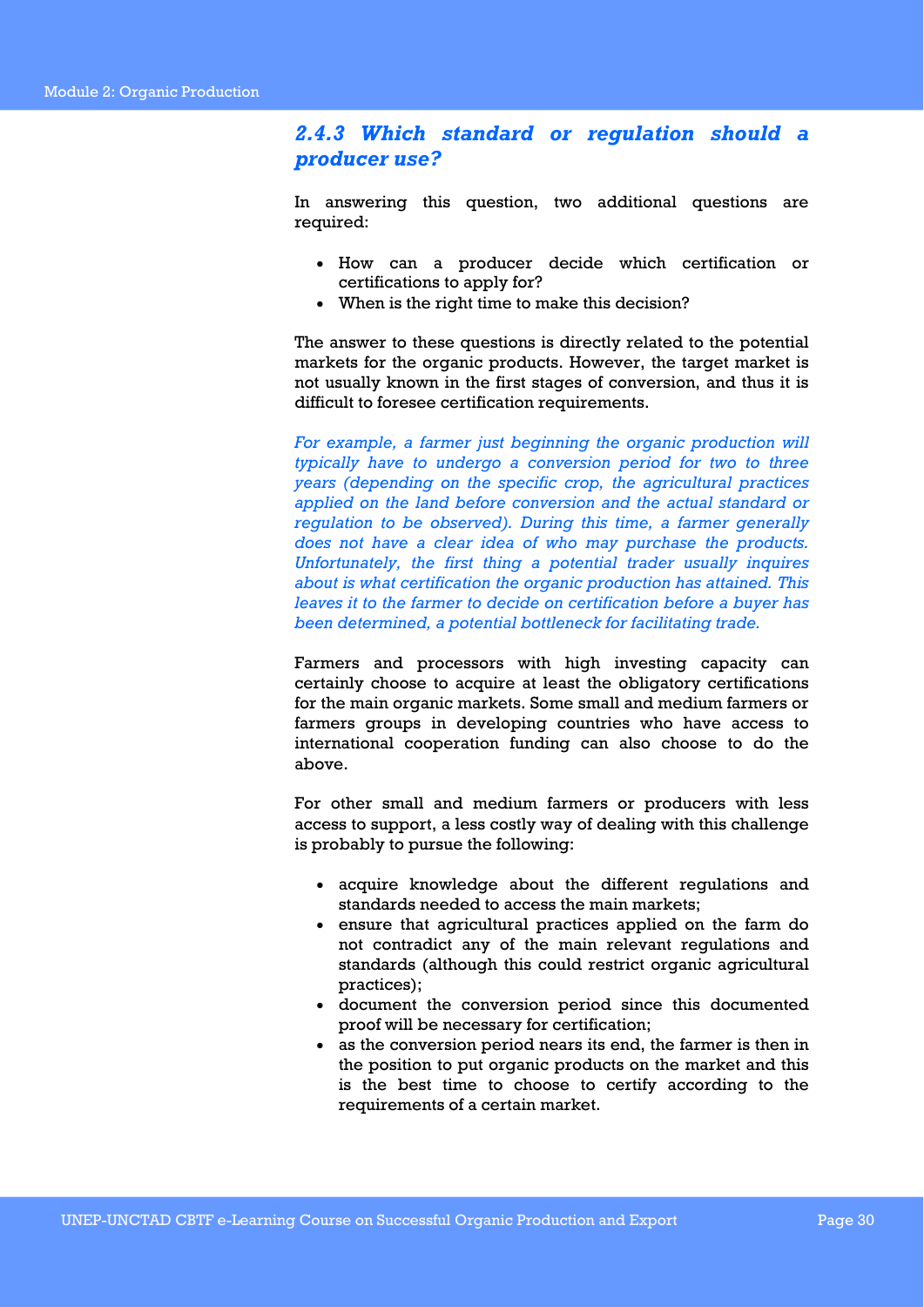### *2.4.3 Which standard or regulation should a producer use?*

In answering this question, two additional questions are required:

- How can a producer decide which certification or certifications to apply for?
- When is the right time to make this decision?

The answer to these questions is directly related to the potential markets for the organic products. However, the target market is not usually known in the first stages of conversion, and thus it is difficult to foresee certification requirements.

*For example, a farmer just beginning the organic production will typically have to undergo a conversion period for two to three years (depending on the specific crop, the agricultural practices applied on the land before conversion and the actual standard or regulation to be observed). During this time, a farmer generally does not have a clear idea of who may purchase the products. Unfortunately, the first thing a potential trader usually inquires about is what certification the organic production has attained. This leaves it to the farmer to decide on certification before a buyer has been determined, a potential bottleneck for facilitating trade.*

Farmers and processors with high investing capacity can certainly choose to acquire at least the obligatory certifications for the main organic markets. Some small and medium farmers or farmers groups in developing countries who have access to international cooperation funding can also choose to do the above.

For other small and medium farmers or producers with less access to support, a less costly way of dealing with this challenge is probably to pursue the following:

- acquire knowledge about the different regulations and standards needed to access the main markets;
- ensure that agricultural practices applied on the farm do not contradict any of the main relevant regulations and standards (although this could restrict organic agricultural practices);
- document the conversion period since this documented proof will be necessary for certification;
- as the conversion period nears its end, the farmer is then in the position to put organic products on the market and this is the best time to choose to certify according to the requirements of a certain market.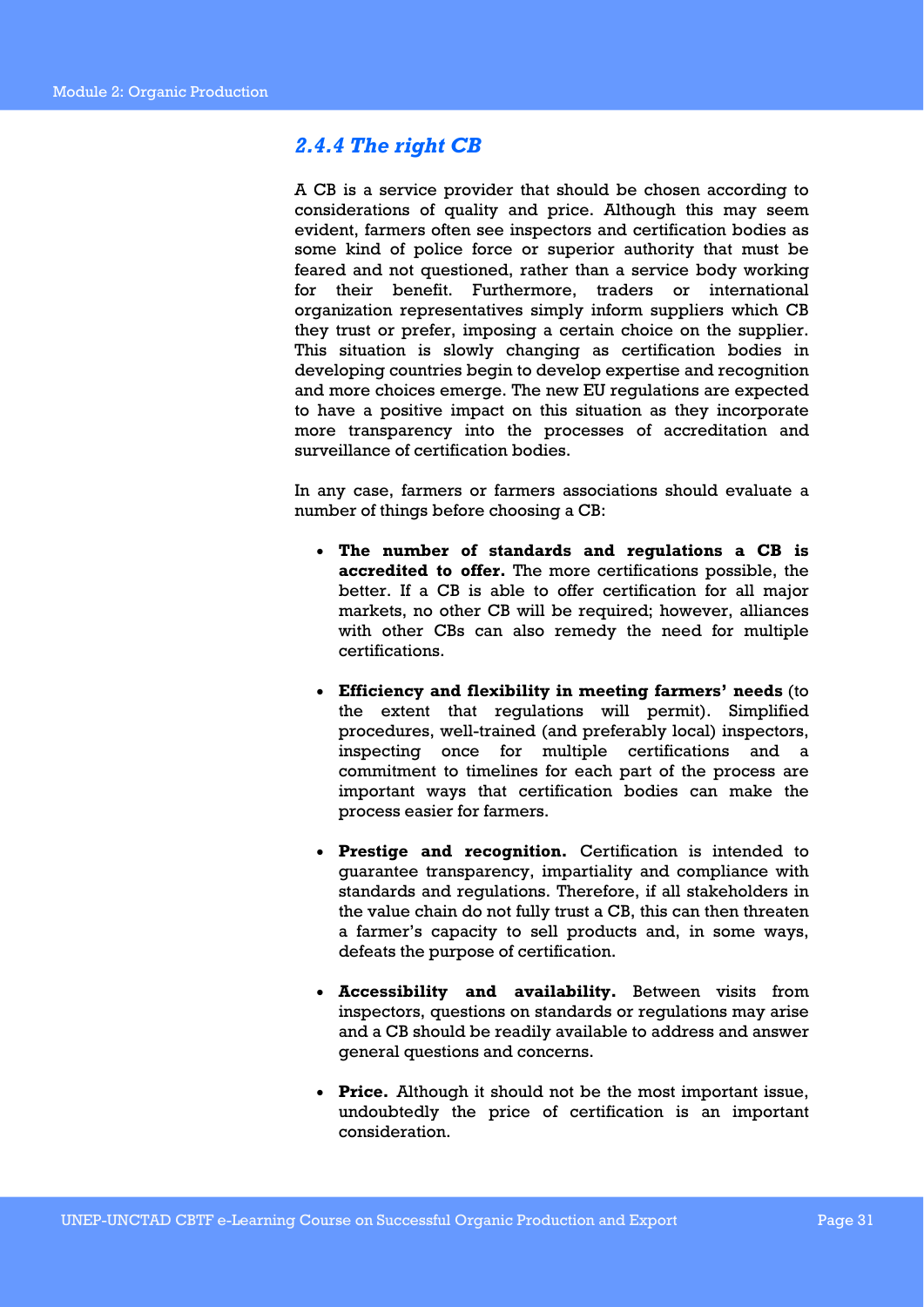### *2.4.4 The right CB*

A CB is a service provider that should be chosen according to considerations of quality and price. Although this may seem evident, farmers often see inspectors and certification bodies as some kind of police force or superior authority that must be feared and not questioned, rather than a service body working for their benefit. Furthermore, traders or international organization representatives simply inform suppliers which CB they trust or prefer, imposing a certain choice on the supplier. This situation is slowly changing as certification bodies in developing countries begin to develop expertise and recognition and more choices emerge. The new EU regulations are expected to have a positive impact on this situation as they incorporate more transparency into the processes of accreditation and surveillance of certification bodies.

In any case, farmers or farmers associations should evaluate a number of things before choosing a CB:

- **The number of standards and regulations a CB is accredited to offer.** The more certifications possible, the better. If a CB is able to offer certification for all major markets, no other CB will be required; however, alliances with other CBs can also remedy the need for multiple certifications.

- **Efficiency and flexibility in meeting farmers' needs** (to the extent that regulations will permit). Simplified procedures, well-trained (and preferably local) inspectors, inspecting once for multiple certifications and a commitment to timelines for each part of the process are important ways that certification bodies can make the process easier for farmers.

- **Prestige and recognition.** Certification is intended to guarantee transparency, impartiality and compliance with standards and regulations. Therefore, if all stakeholders in the value chain do not fully trust a CB, this can then threaten a farmer's capacity to sell products and, in some ways, defeats the purpose of certification.

- **Accessibility and availability.** Between visits from inspectors, questions on standards or regulations may arise and a CB should be readily available to address and answer general questions and concerns.

- **Price.** Although it should not be the most important issue, undoubtedly the price of certification is an important consideration.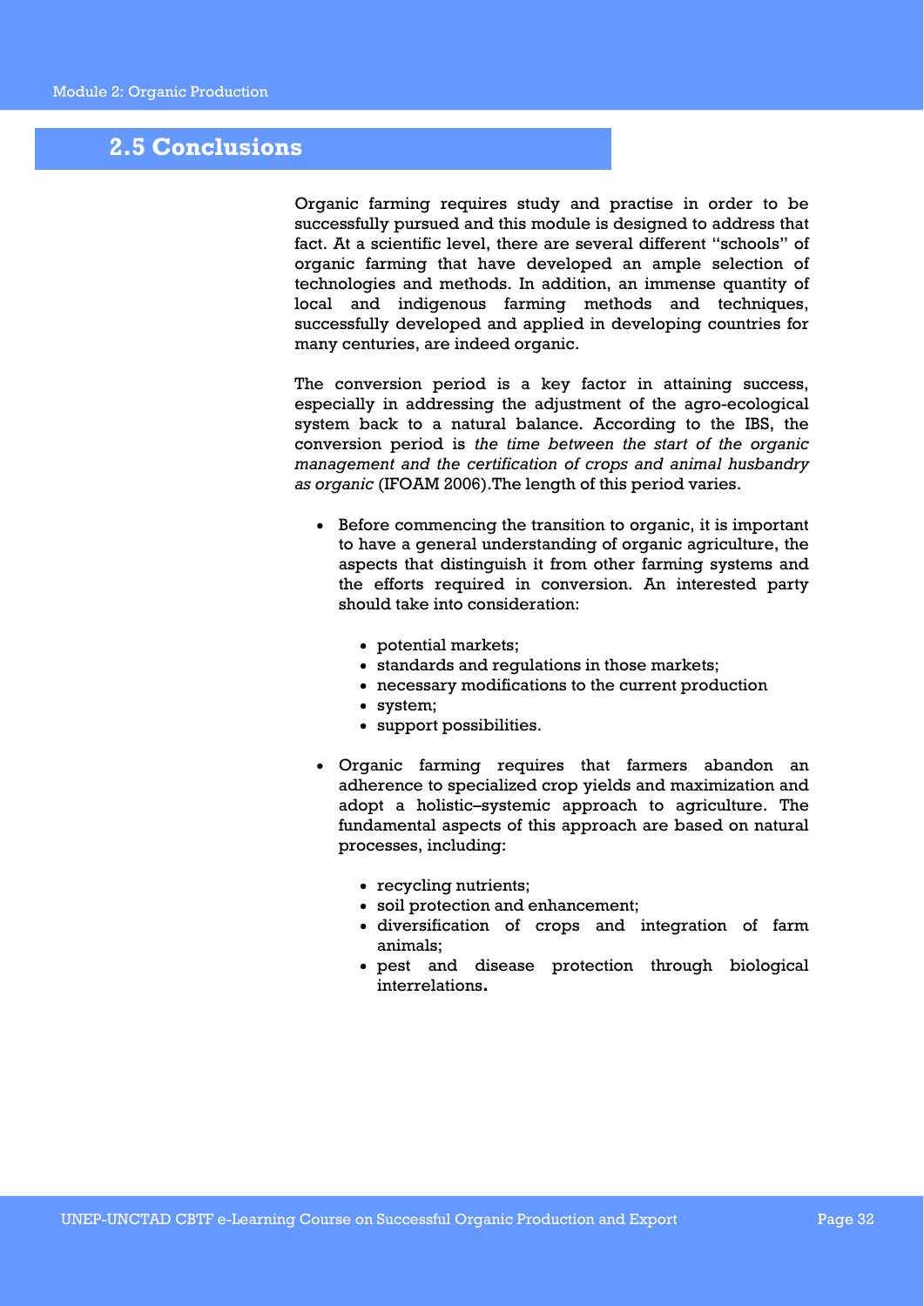## 2.5 Conclusions

Organic farming requires study and practise in order to be successfully pursued and this module is designed to address that fact. At a scientific level, there are several different "schools" of organic farming that have developed an ample selection of technologies and methods. In addition, an immense quantity of local and indigenous farming methods and techniques, successfully developed and applied in developing countries for many centuries, are indeed organic.

The conversion period is a key factor in attaining success, especially in addressing the adjustment of the agro-ecological system back to a natural balance. According to the IBS, the conversion period is *the time between the start of the organic management and the certification of crops and animal husbandry as organic* (IFOAM 2006).The length of this period varies.

- Before commencing the transition to organic, it is important to have a general understanding of organic agriculture, the aspects that distinguish it from other farming systems and the efforts required in conversion. An interested party should take into consideration:
    - potential markets;
    - standards and regulations in those markets;
    - necessary modifications to the current production
    - system;
    - support possibilities.
- Organic farming requires that farmers abandon an adherence to specialized crop yields and maximization and adopt a holistic–systemic approach to agriculture. The fundamental aspects of this approach are based on natural processes, including:
    - recycling nutrients;
    - soil protection and enhancement;
    - diversification of crops and integration of farm animals;
    - pest and disease protection through biological interrelations.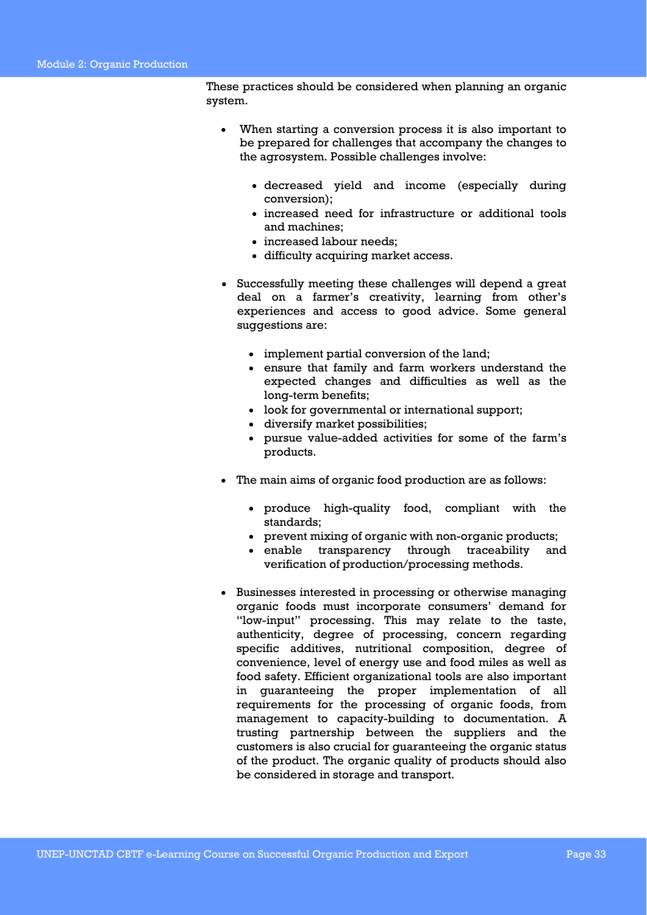These practices should be considered when planning an organic system.

- When starting a conversion process it is also important to be prepared for challenges that accompany the changes to the agrosystem. Possible challenges involve:
  - decreased yield and income (especially during conversion);
  - increased need for infrastructure or additional tools and machines;
  - increased labour needs;
  - difficulty acquiring market access.

- Successfully meeting these challenges will depend a great deal on a farmer's creativity, learning from other's experiences and access to good advice. Some general suggestions are:
  - implement partial conversion of the land;
  - ensure that family and farm workers understand the expected changes and difficulties as well as the long-term benefits;
  - look for governmental or international support;
  - diversify market possibilities;
  - pursue value-added activities for some of the farm's products.

- The main aims of organic food production are as follows:
  - produce high-quality food, compliant with the standards;
  - prevent mixing of organic with non-organic products;
  - enable transparency through traceability and verification of production/processing methods.

- Businesses interested in processing or otherwise managing organic foods must incorporate consumers' demand for "low-input" processing. This may relate to the taste, authenticity, degree of processing, concern regarding specific additives, nutritional composition, degree of convenience, level of energy use and food miles as well as food safety. Efficient organizational tools are also important in guaranteeing the proper implementation of all requirements for the processing of organic foods, from management to capacity-building to documentation. A trusting partnership between the suppliers and the customers is also crucial for guaranteeing the organic status of the product. The organic quality of products should also be considered in storage and transport.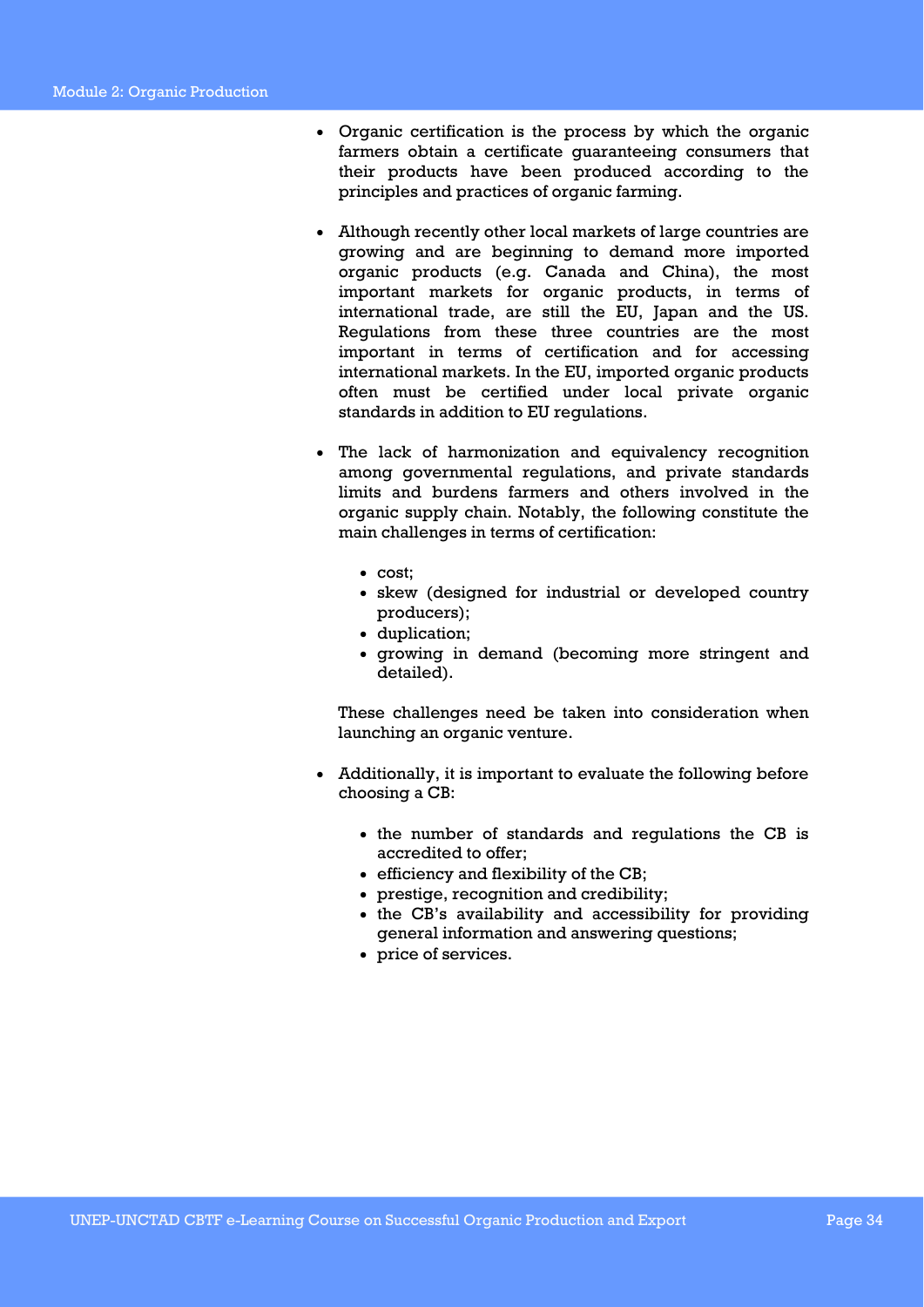- Organic certification is the process by which the organic farmers obtain a certificate guaranteeing consumers that their products have been produced according to the principles and practices of organic farming.

- Although recently other local markets of large countries are growing and are beginning to demand more imported organic products (e.g. Canada and China), the most important markets for organic products, in terms of international trade, are still the EU, Japan and the US. Regulations from these three countries are the most important in terms of certification and for accessing international markets. In the EU, imported organic products often must be certified under local private organic standards in addition to EU regulations.

- The lack of harmonization and equivalency recognition among governmental regulations, and private standards limits and burdens farmers and others involved in the organic supply chain. Notably, the following constitute the main challenges in terms of certification:

  - cost;
  - skew (designed for industrial or developed country producers);
  - duplication;
  - growing in demand (becoming more stringent and detailed).

  These challenges need be taken into consideration when launching an organic venture.

- Additionally, it is important to evaluate the following before choosing a CB:

  - the number of standards and regulations the CB is accredited to offer;
  - efficiency and flexibility of the CB;
  - prestige, recognition and credibility;
  - the CB's availability and accessibility for providing general information and answering questions;
  - price of services.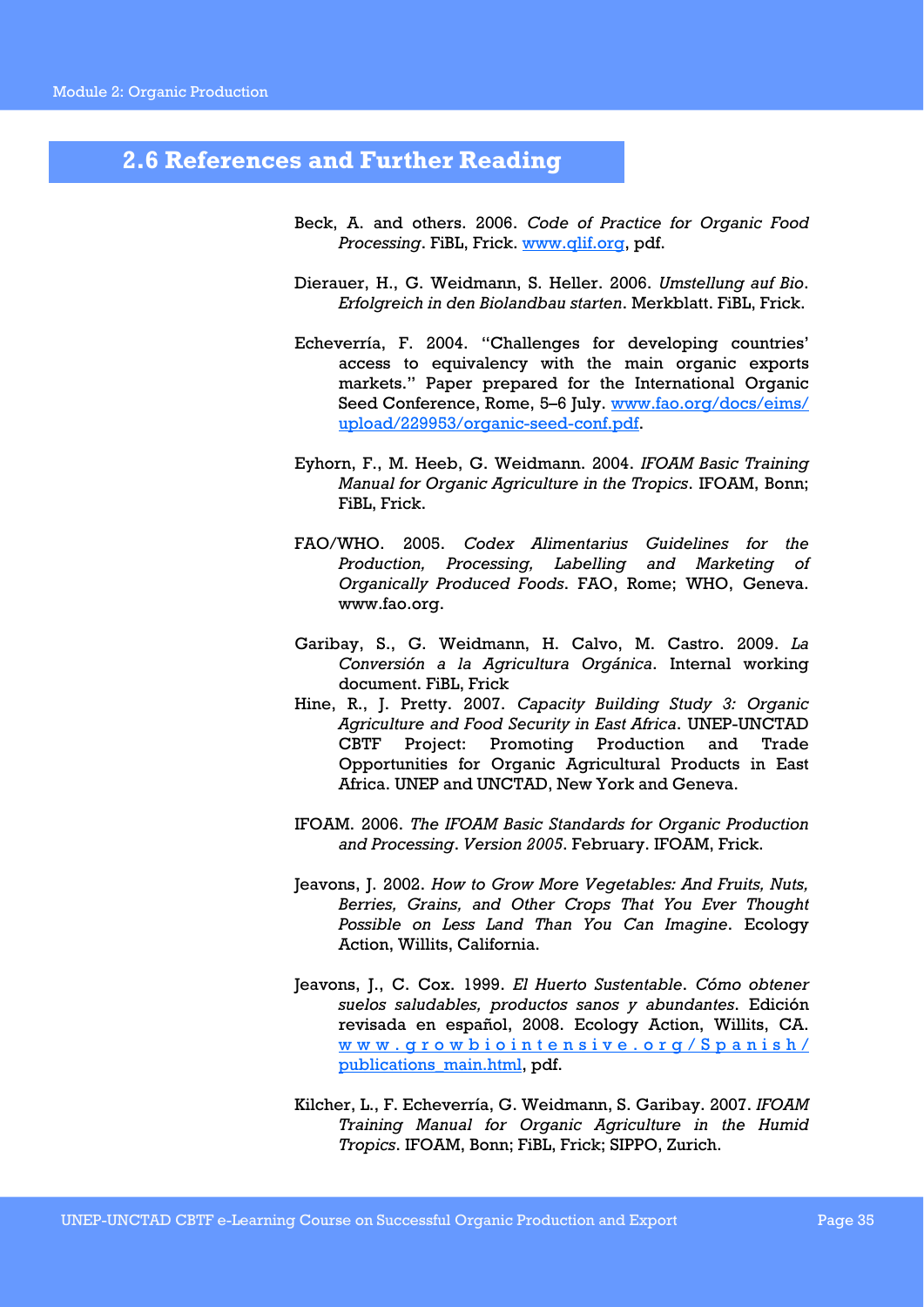## 2.6 References and Further Reading

Beck, A. and others. 2006. *Code of Practice for Organic Food Processing*. FiBL, Frick. www.qlif.org, pdf.

Dierauer, H., G. Weidmann, S. Heller. 2006. *Umstellung auf Bio. Erfolgreich in den Biolandbau starten*. Merkblatt. FiBL, Frick.

Echeverría, F. 2004. "Challenges for developing countries' access to equivalency with the main organic exports markets." Paper prepared for the International Organic Seed Conference, Rome, 5–6 July. www.fao.org/docs/eims/upload/229953/organic-seed-conf.pdf.

Eyhorn, F., M. Heeb, G. Weidmann. 2004. *IFOAM Basic Training Manual for Organic Agriculture in the Tropics*. IFOAM, Bonn; FiBL, Frick.

FAO/WHO. 2005. *Codex Alimentarius Guidelines for the Production, Processing, Labelling and Marketing of Organically Produced Foods*. FAO, Rome; WHO, Geneva. www.fao.org.

Garibay, S., G. Weidmann, H. Calvo, M. Castro. 2009. *La Conversión a la Agricultura Orgánica*. Internal working document. FiBL, Frick

Hine, R., J. Pretty. 2007. *Capacity Building Study 3: Organic Agriculture and Food Security in East Africa*. UNEP-UNCTAD CBTF Project: Promoting Production and Trade Opportunities for Organic Agricultural Products in East Africa. UNEP and UNCTAD, New York and Geneva.

IFOAM. 2006. *The IFOAM Basic Standards for Organic Production and Processing*. *Version 2005*. February. IFOAM, Frick.

Jeavons, J. 2002. *How to Grow More Vegetables: And Fruits, Nuts, Berries, Grains, and Other Crops That You Ever Thought Possible on Less Land Than You Can Imagine*. Ecology Action, Willits, California.

Jeavons, J., C. Cox. 1999. *El Huerto Sustentable. Cómo obtener suelos saludables, productos sanos y abundantes*. Edición revisada en español, 2008. Ecology Action, Willits, CA. www.growbiointensive.org/Spanish/publications_main.html, pdf.

Kilcher, L., F. Echeverría, G. Weidmann, S. Garibay. 2007. *IFOAM Training Manual for Organic Agriculture in the Humid Tropics*. IFOAM, Bonn; FiBL, Frick; SIPPO, Zurich.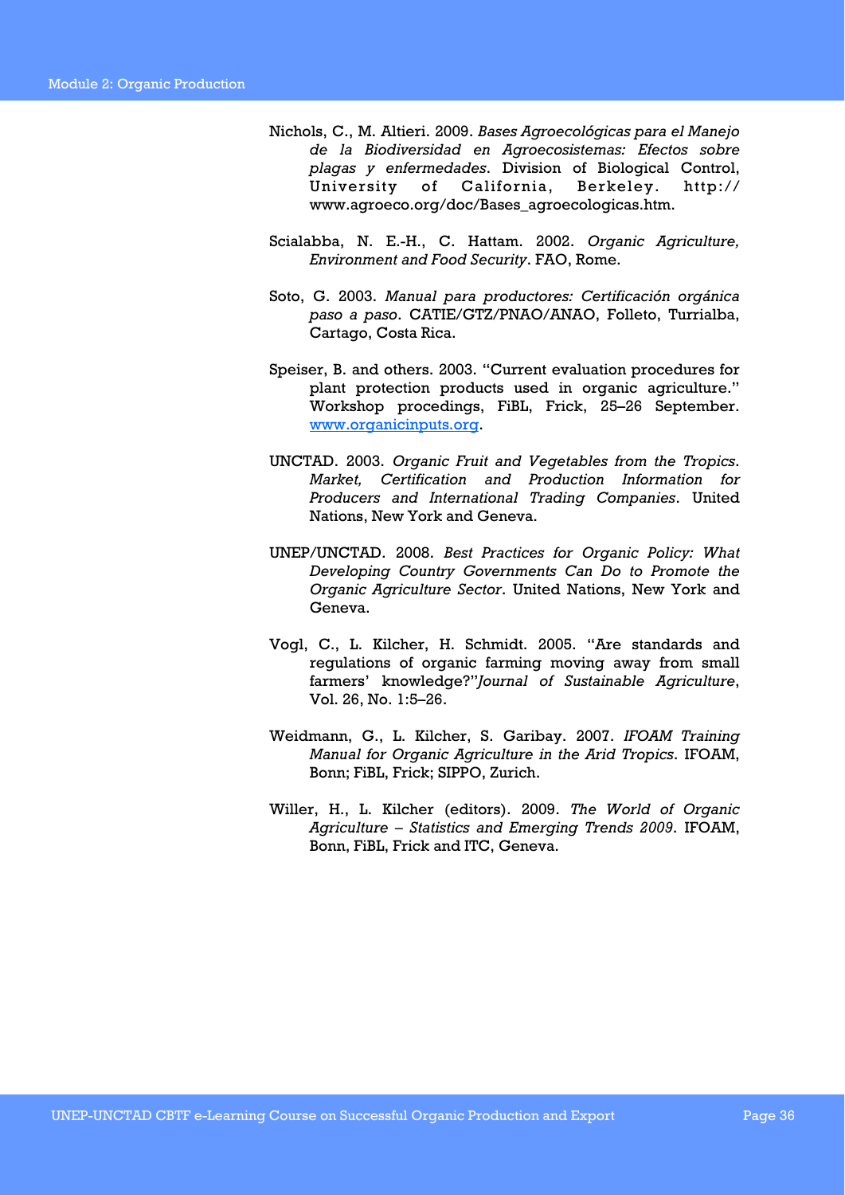Nichols, C., M. Altieri. 2009. *Bases Agroecológicas para el Manejo de la Biodiversidad en Agroecosistemas: Efectos sobre plagas y enfermedades*. Division of Biological Control, University of California, Berkeley. http://www.agroeco.org/doc/Bases_agroecologicas.htm.

Scialabba, N. E.-H., C. Hattam. 2002. *Organic Agriculture, Environment and Food Security*. FAO, Rome.

Soto, G. 2003. *Manual para productores: Certificación orgánica paso a paso*. CATIE/GTZ/PNAO/ANAO, Folleto, Turrialba, Cartago, Costa Rica.

Speiser, B. and others. 2003. "Current evaluation procedures for plant protection products used in organic agriculture." Workshop procedings, FiBL, Frick, 25–26 September. [www.organicinputs.org](http://www.organicinputs.org).

UNCTAD. 2003. *Organic Fruit and Vegetables from the Tropics. Market, Certification and Production Information for Producers and International Trading Companies*. United Nations, New York and Geneva.

UNEP/UNCTAD. 2008. *Best Practices for Organic Policy: What Developing Country Governments Can Do to Promote the Organic Agriculture Sector*. United Nations, New York and Geneva.

Vogl, C., L. Kilcher, H. Schmidt. 2005. "Are standards and regulations of organic farming moving away from small farmers' knowledge?"*Journal of Sustainable Agriculture*, Vol. 26, No. 1:5–26.

Weidmann, G., L. Kilcher, S. Garibay. 2007. *IFOAM Training Manual for Organic Agriculture in the Arid Tropics*. IFOAM, Bonn; FiBL, Frick; SIPPO, Zurich.

Willer, H., L. Kilcher (editors). 2009. *The World of Organic Agriculture – Statistics and Emerging Trends 2009*. IFOAM, Bonn, FiBL, Frick and ITC, Geneva.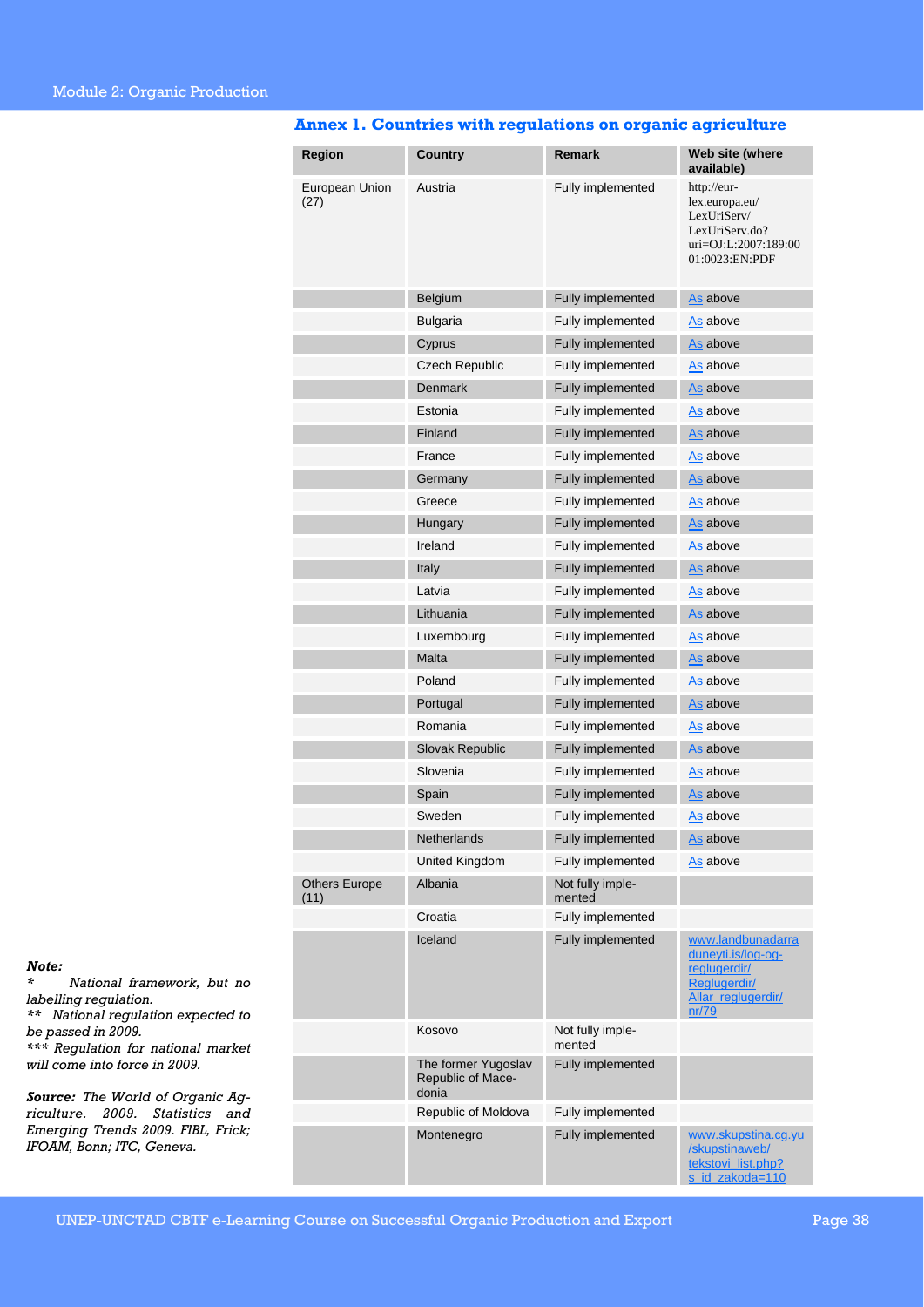## Annex 1. Countries with regulations on organic agriculture

| Region | Country | Remark | Web site (where available) |
|---|---|---|---|
| European Union (27) | Austria | Fully implemented | http://eur-lex.europa.eu/LexUriServ/LexUriServ.do?uri=OJ:L:2007:189:0001:0023:EN:PDF |
| | Belgium | Fully implemented | As above |
| | Bulgaria | Fully implemented | As above |
| | Cyprus | Fully implemented | As above |
| | Czech Republic | Fully implemented | As above |
| | Denmark | Fully implemented | As above |
| | Estonia | Fully implemented | As above |
| | Finland | Fully implemented | As above |
| | France | Fully implemented | As above |
| | Germany | Fully implemented | As above |
| | Greece | Fully implemented | As above |
| | Hungary | Fully implemented | As above |
| | Ireland | Fully implemented | As above |
| | Italy | Fully implemented | As above |
| | Latvia | Fully implemented | As above |
| | Lithuania | Fully implemented | As above |
| | Luxembourg | Fully implemented | As above |
| | Malta | Fully implemented | As above |
| | Poland | Fully implemented | As above |
| | Portugal | Fully implemented | As above |
| | Romania | Fully implemented | As above |
| | Slovak Republic | Fully implemented | As above |
| | Slovenia | Fully implemented | As above |
| | Spain | Fully implemented | As above |
| | Sweden | Fully implemented | As above |
| | Netherlands | Fully implemented | As above |
| | United Kingdom | Fully implemented | As above |
| Others Europe (11) | Albania | Not fully implemented | |
| | Croatia | Fully implemented | |
| | Iceland | Fully implemented | www.landbunadarraduneyti.is/log-og-reglugerdir/Reglugerdir/Allar_reglugerdir/nr/79 |
| | Kosovo | Not fully implemented | |
| | The former Yugoslav Republic of Macedonia | Fully implemented | |
| | Republic of Moldova | Fully implemented | |
| | Montenegro | Fully implemented | www.skupstina.cg.yu/skupstinaweb/tekstovi_list.php?s_id_zakoda=110 |

***Note:***
*\* National framework, but no labelling regulation.*
*\*\* National regulation expected to be passed in 2009.*
*\*\*\* Regulation for national market will come into force in 2009.*

***Source:*** *The World of Organic Agriculture. 2009. Statistics and Emerging Trends 2009. FIBL, Frick; IFOAM, Bonn; ITC, Geneva.*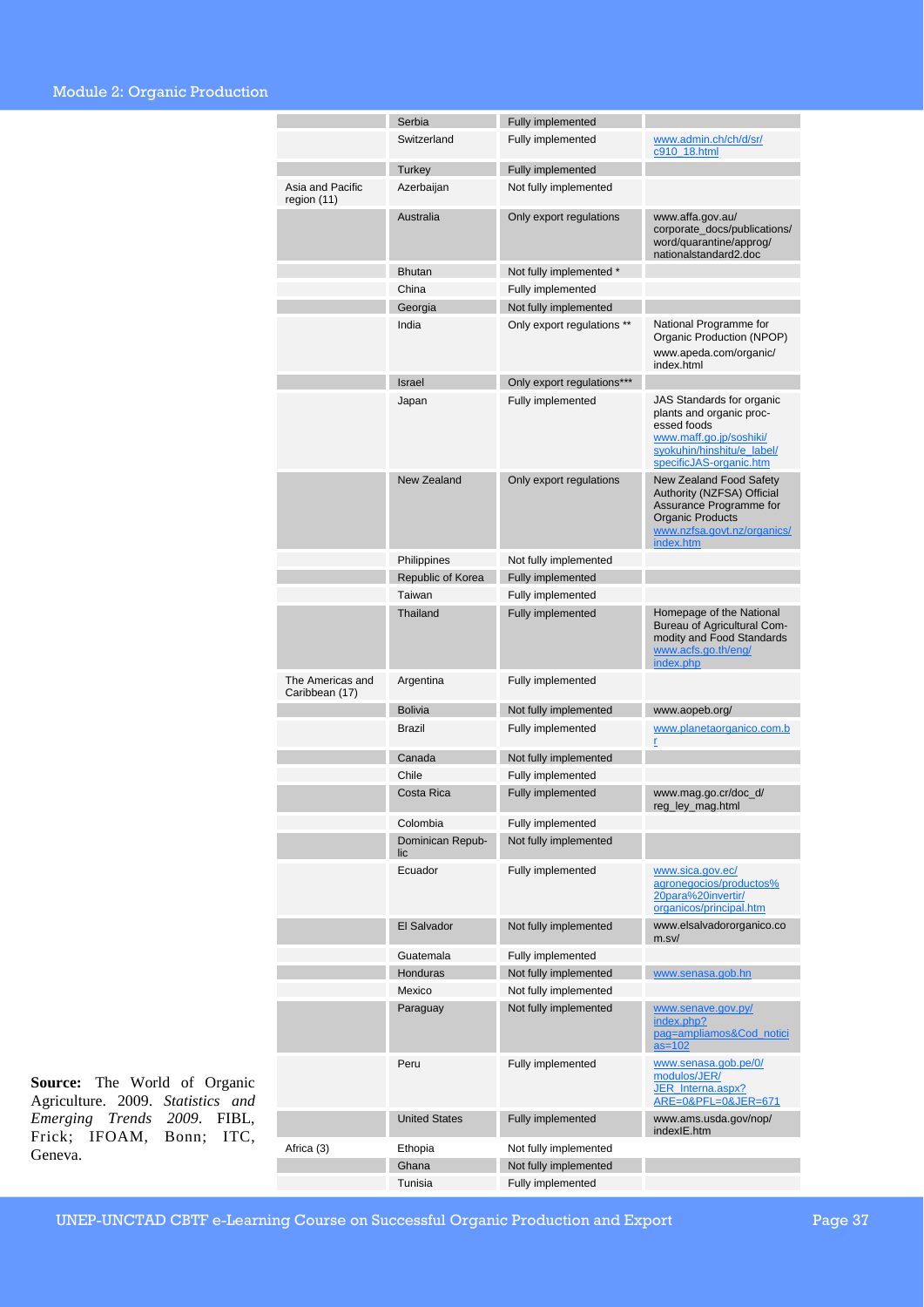| | Serbia | Fully implemented | |
|---|---|---|---|
| | Switzerland | Fully implemented | www.admin.ch/ch/d/sr/c910_18.html |
| | Turkey | Fully implemented | |
| Asia and Pacific region (11) | Azerbaijan | Not fully implemented | |
| | Australia | Only export regulations | www.affa.gov.au/corporate_docs/publications/word/quarantine/approg/nationalstandard2.doc |
| | Bhutan | Not fully implemented * | |
| | China | Fully implemented | |
| | Georgia | Not fully implemented | |
| | India | Only export regulations ** | National Programme for Organic Production (NPOP) www.apeda.com/organic/index.html |
| | Israel | Only export regulations*** | |
| | Japan | Fully implemented | JAS Standards for organic plants and organic processed foods www.maff.go.jp/soshiki/syokuhin/hinshitu/e_label/specificJAS-organic.htm |
| | New Zealand | Only export regulations | New Zealand Food Safety Authority (NZFSA) Official Assurance Programme for Organic Products www.nzfsa.govt.nz/organics/index.htm |
| | Philippines | Not fully implemented | |
| | Republic of Korea | Fully implemented | |
| | Taiwan | Fully implemented | |
| | Thailand | Fully implemented | Homepage of the National Bureau of Agricultural Commodity and Food Standards www.acfs.go.th/eng/index.php |
| The Americas and Caribbean (17) | Argentina | Fully implemented | |
| | Bolivia | Not fully implemented | www.aopeb.org/ |
| | Brazil | Fully implemented | www.planetaorganico.com.br |
| | Canada | Not fully implemented | |
| | Chile | Fully implemented | |
| | Costa Rica | Fully implemented | www.mag.go.cr/doc_d/reg_ley_mag.html |
| | Colombia | Fully implemented | |
| | Dominican Republic | Not fully implemented | |
| | Ecuador | Fully implemented | www.sica.gov.ec/agronegocios/productos%20para%20invertir/organicos/principal.htm |
| | El Salvador | Not fully implemented | www.elsalvadororganico.com.sv/ |
| | Guatemala | Fully implemented | |
| | Honduras | Not fully implemented | www.senasa.gob.hn |
| | Mexico | Not fully implemented | |
| | Paraguay | Not fully implemented | www.senave.gov.py/index.php?pag=ampliamos&Cod_noticias=102 |
| | Peru | Fully implemented | www.senasa.gob.pe/0/modulos/JER/JER_Interna.aspx?ARE=0&PFL=0&JER=671 |
| | United States | Fully implemented | www.ams.usda.gov/nop/indexIE.htm |
| Africa (3) | Ethopia | Not fully implemented | |
| | Ghana | Not fully implemented | |
| | Tunisia | Fully implemented | |

**Source:** The World of Organic Agriculture. 2009. *Statistics and Emerging Trends 2009*. FIBL, Frick; IFOAM, Bonn; ITC, Geneva.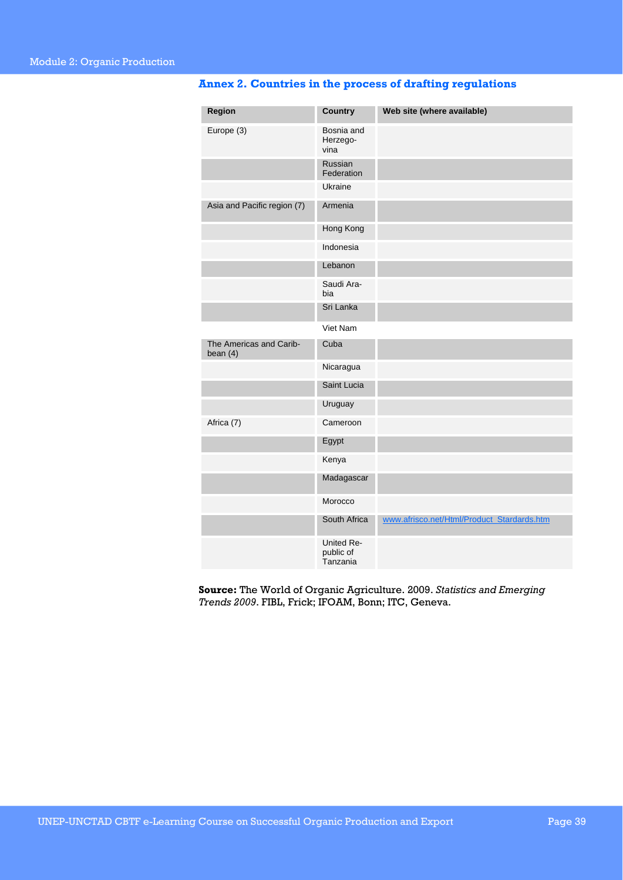## Annex 2. Countries in the process of drafting regulations

| Region | Country | Web site (where available) |
|---|---|---|
| Europe (3) | Bosnia and Herzegovina | |
| | Russian Federation | |
| | Ukraine | |
| Asia and Pacific region (7) | Armenia | |
| | Hong Kong | |
| | Indonesia | |
| | Lebanon | |
| | Saudi Arabia | |
| | Sri Lanka | |
| | Viet Nam | |
| The Americas and Caribbean (4) | Cuba | |
| | Nicaragua | |
| | Saint Lucia | |
| | Uruguay | |
| Africa (7) | Cameroon | |
| | Egypt | |
| | Kenya | |
| | Madagascar | |
| | Morocco | |
| | South Africa | www.afrisco.net/Html/Product_Stardards.htm |
| | United Republic of Tanzania | |

**Source:** The World of Organic Agriculture. 2009. *Statistics and Emerging Trends 2009*. FIBL, Frick; IFOAM, Bonn; ITC, Geneva.